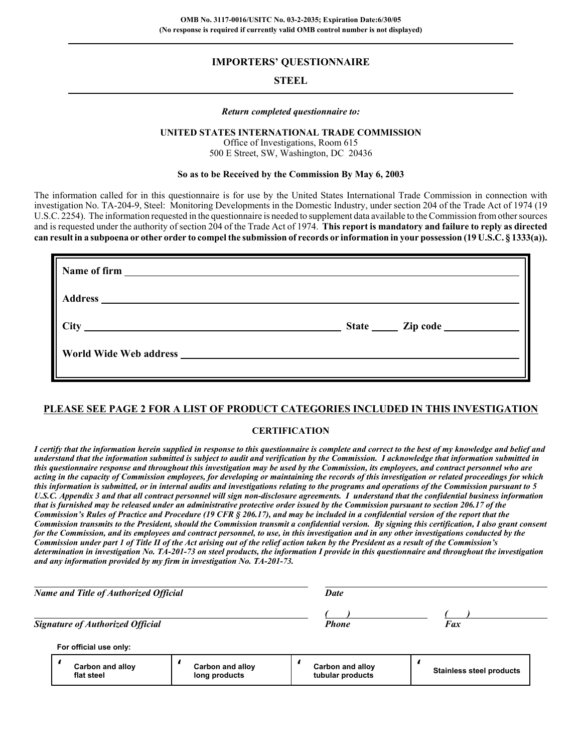OMB No. 3117-0016/USITC No. 03-2-2035; Expiration Date:6/30/05
(No response is required if currently valid OMB control number is not displayed)

# IMPORTERS' QUESTIONNAIRE

## STEEL

*Return completed questionnaire to:*

**UNITED STATES INTERNATIONAL TRADE COMMISSION**
Office of Investigations, Room 615
500 E Street, SW, Washington, DC 20436

**So as to be Received by the Commission By May 6, 2003**

The information called for in this questionnaire is for use by the United States International Trade Commission in connection with investigation No. TA-204-9, Steel: Monitoring Developments in the Domestic Industry, under section 204 of the Trade Act of 1974 (19 U.S.C. 2254). The information requested in the questionnaire is needed to supplement data available to the Commission from other sources and is requested under the authority of section 204 of the Trade Act of 1974. **This report is mandatory and failure to reply as directed can result in a subpoena or other order to compel the submission of records or information in your possession (19 U.S.C. § 1333(a)).**

**Name of firm** ______________________________

**Address** ______________________________

**City** ______________________ **State** _____ **Zip code** __________

**World Wide Web address** ______________________________

**PLEASE SEE PAGE 2 FOR A LIST OF PRODUCT CATEGORIES INCLUDED IN THIS INVESTIGATION**

**CERTIFICATION**

***I certify that the information herein supplied in response to this questionnaire is complete and correct to the best of my knowledge and belief and understand that the information submitted is subject to audit and verification by the Commission. I acknowledge that information submitted in this questionnaire response and throughout this investigation may be used by the Commission, its employees, and contract personnel who are acting in the capacity of Commission employees, for developing or maintaining the records of this investigation or related proceedings for which this information is submitted, or in internal audits and investigations relating to the programs and operations of the Commission pursuant to 5 U.S.C. Appendix 3 and that all contract personnel will sign non-disclosure agreements. I understand that the confidential business information that is furnished may be released under an administrative protective order issued by the Commission pursuant to section 206.17 of the Commission's Rules of Practice and Procedure (19 CFR § 206.17), and may be included in a confidential version of the report that the Commission transmits to the President, should the Commission transmit a confidential version. By signing this certification, I also grant consent for the Commission, and its employees and contract personnel, to use, in this investigation and in any other investigations conducted by the Commission under part 1 of Title II of the Act arising out of the relief action taken by the President as a result of the Commission's determination in investigation No. TA-201-73 on steel products, the information I provide in this questionnaire and throughout the investigation and any information provided by my firm in investigation No. TA-201-73.***

______________________________ ______________________________
***Name and Title of Authorized Official*** ***Date***

______________________________ ( ) __________ ( ) __________
***Signature of Authorized Official*** ***Phone*** ***Fax***

**For official use only:**

| ☐ Carbon and alloy flat steel | ☐ Carbon and alloy long products | ☐ Carbon and alloy tubular products | ☐ Stainless steel products |
|---|---|---|---|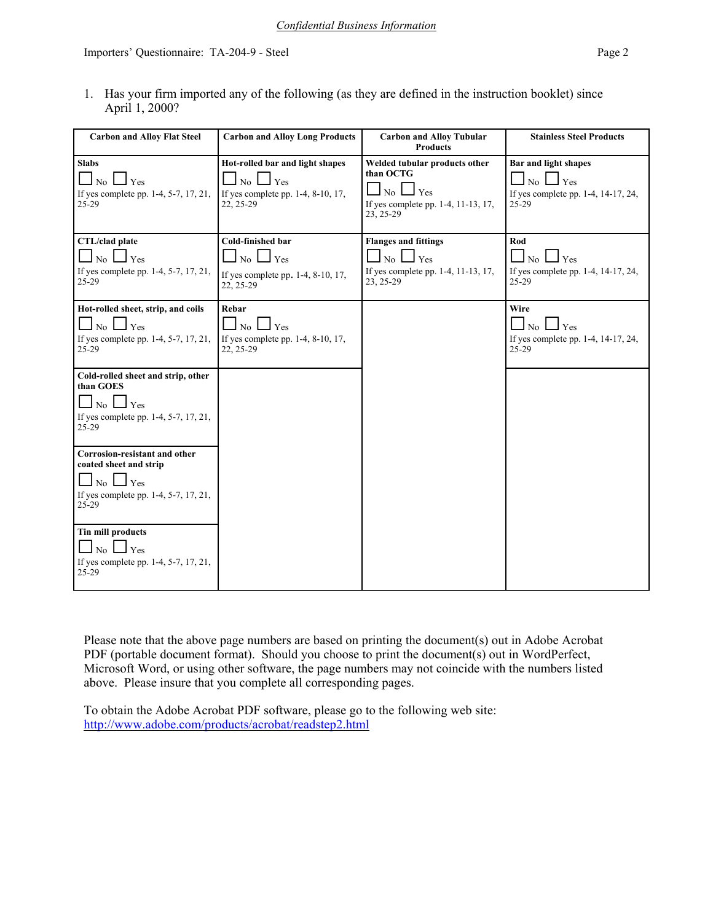*Confidential Business Information*

Importers' Questionnaire: TA-204-9 - Steel

1. Has your firm imported any of the following (as they are defined in the instruction booklet) since April 1, 2000?

| Carbon and Alloy Flat Steel | Carbon and Alloy Long Products | Carbon and Alloy Tubular Products | Stainless Steel Products |
|---|---|---|---|
| **Slabs**<br>☐ No ☐ Yes<br>If yes complete pp. 1-4, 5-7, 17, 21, 25-29 | **Hot-rolled bar and light shapes**<br>☐ No ☐ Yes<br>If yes complete pp. 1-4, 8-10, 17, 22, 25-29 | **Welded tubular products other than OCTG**<br>☐ No ☐ Yes<br>If yes complete pp. 1-4, 11-13, 17, 23, 25-29 | **Bar and light shapes**<br>☐ No ☐ Yes<br>If yes complete pp. 1-4, 14-17, 24, 25-29 |
| **CTL/clad plate**<br>☐ No ☐ Yes<br>If yes complete pp. 1-4, 5-7, 17, 21, 25-29 | **Cold-finished bar**<br>☐ No ☐ Yes<br>If yes complete pp. 1-4, 8-10, 17, 22, 25-29 | **Flanges and fittings**<br>☐ No ☐ Yes<br>If yes complete pp. 1-4, 11-13, 17, 23, 25-29 | **Rod**<br>☐ No ☐ Yes<br>If yes complete pp. 1-4, 14-17, 24, 25-29 |
| **Hot-rolled sheet, strip, and coils**<br>☐ No ☐ Yes<br>If yes complete pp. 1-4, 5-7, 17, 21, 25-29 | **Rebar**<br>☐ No ☐ Yes<br>If yes complete pp. 1-4, 8-10, 17, 22, 25-29 | | **Wire**<br>☐ No ☐ Yes<br>If yes complete pp. 1-4, 14-17, 24, 25-29 |
| **Cold-rolled sheet and strip, other than GOES**<br>☐ No ☐ Yes<br>If yes complete pp. 1-4, 5-7, 17, 21, 25-29 | | | |
| **Corrosion-resistant and other coated sheet and strip**<br>☐ No ☐ Yes<br>If yes complete pp. 1-4, 5-7, 17, 21, 25-29 | | | |
| **Tin mill products**<br>☐ No ☐ Yes<br>If yes complete pp. 1-4, 5-7, 17, 21, 25-29 | | | |

Please note that the above page numbers are based on printing the document(s) out in Adobe Acrobat PDF (portable document format). Should you choose to print the document(s) out in WordPerfect, Microsoft Word, or using other software, the page numbers may not coincide with the numbers listed above. Please insure that you complete all corresponding pages.

To obtain the Adobe Acrobat PDF software, please go to the following web site: http://www.adobe.com/products/acrobat/readstep2.html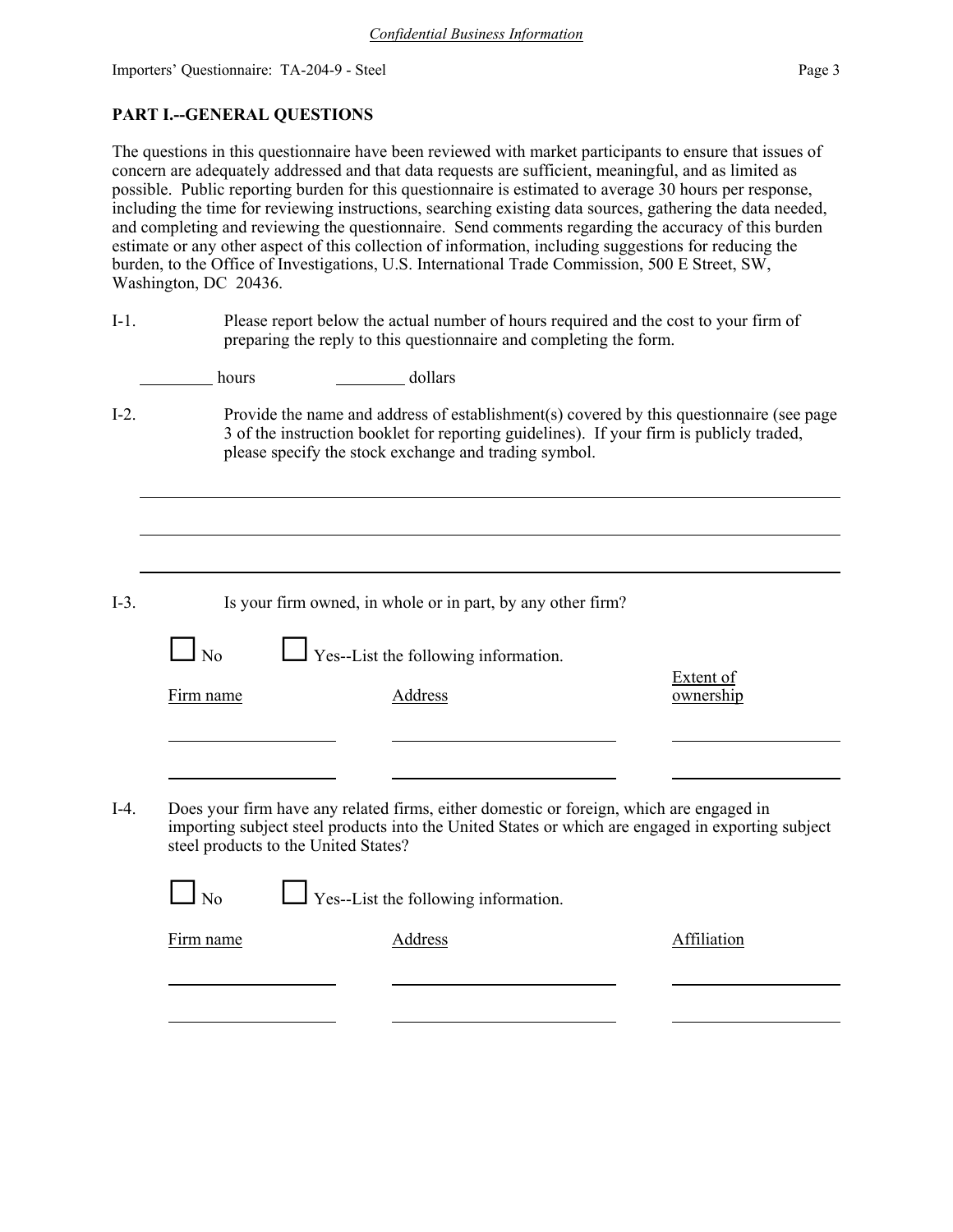## PART I.--GENERAL QUESTIONS

The questions in this questionnaire have been reviewed with market participants to ensure that issues of concern are adequately addressed and that data requests are sufficient, meaningful, and as limited as possible. Public reporting burden for this questionnaire is estimated to average 30 hours per response, including the time for reviewing instructions, searching existing data sources, gathering the data needed, and completing and reviewing the questionnaire. Send comments regarding the accuracy of this burden estimate or any other aspect of this collection of information, including suggestions for reducing the burden, to the Office of Investigations, U.S. International Trade Commission, 500 E Street, SW, Washington, DC 20436.

I-1. Please report below the actual number of hours required and the cost to your firm of preparing the reply to this questionnaire and completing the form.

________ hours ________ dollars

I-2. Provide the name and address of establishment(s) covered by this questionnaire (see page 3 of the instruction booklet for reporting guidelines). If your firm is publicly traded, please specify the stock exchange and trading symbol.

______________________________________________________________________

______________________________________________________________________

______________________________________________________________________

I-3. Is your firm owned, in whole or in part, by any other firm?

☐ No ☐ Yes--List the following information.

| Firm name | Address | Extent of ownership |
|---|---|---|
| | | |
| | | |

I-4. Does your firm have any related firms, either domestic or foreign, which are engaged in importing subject steel products into the United States or which are engaged in exporting subject steel products to the United States?

☐ No ☐ Yes--List the following information.

| Firm name | Address | Affiliation |
|---|---|---|
| | | |
| | | |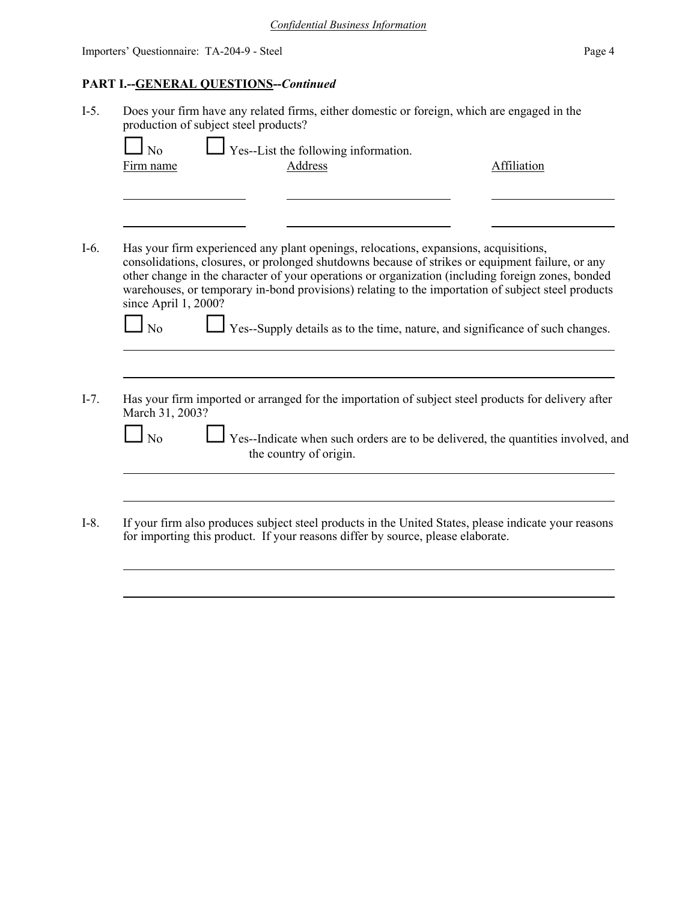## PART I.--GENERAL QUESTIONS--*Continued*

I-5. Does your firm have any related firms, either domestic or foreign, which are engaged in the production of subject steel products?

☐ No ☐ Yes--List the following information.

| Firm name | Address | Affiliation |
|---|---|---|
| | | |
| | | |

I-6. Has your firm experienced any plant openings, relocations, expansions, acquisitions, consolidations, closures, or prolonged shutdowns because of strikes or equipment failure, or any other change in the character of your operations or organization (including foreign zones, bonded warehouses, or temporary in-bond provisions) relating to the importation of subject steel products since April 1, 2000?

☐ No ☐ Yes--Supply details as to the time, nature, and significance of such changes.

I-7. Has your firm imported or arranged for the importation of subject steel products for delivery after March 31, 2003?

☐ No ☐ Yes--Indicate when such orders are to be delivered, the quantities involved, and the country of origin.

I-8. If your firm also produces subject steel products in the United States, please indicate your reasons for importing this product. If your reasons differ by source, please elaborate.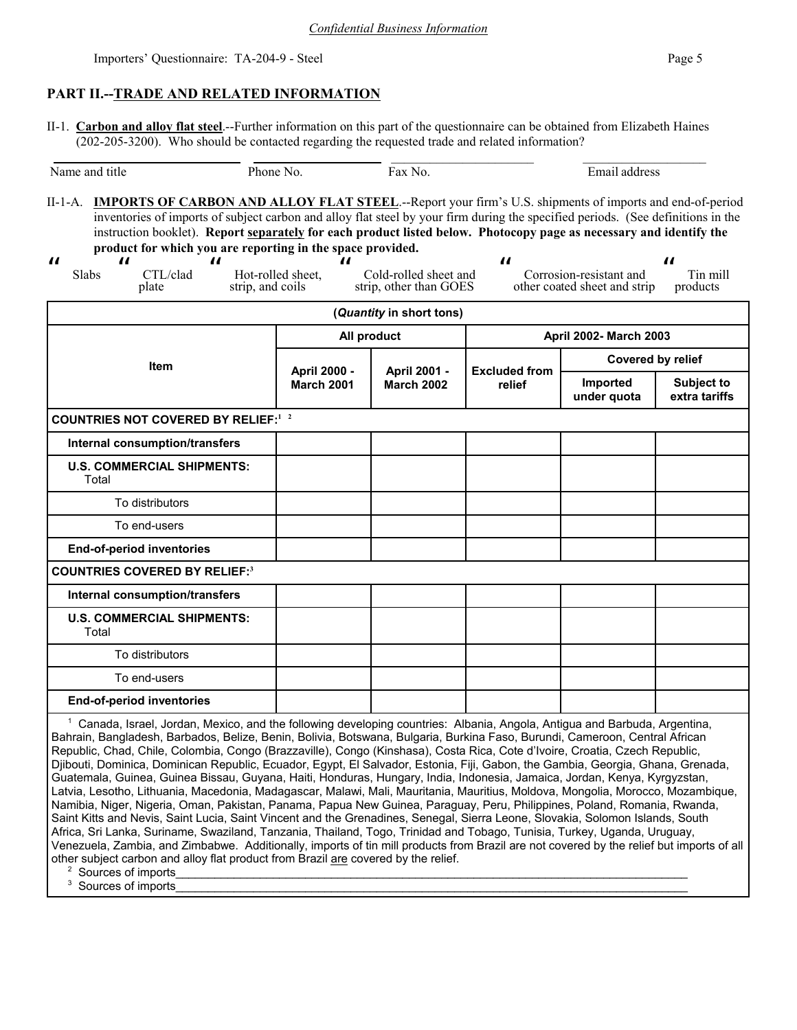*Confidential Business Information*

Importers' Questionnaire: TA-204-9 - Steel

## PART II.--TRADE AND RELATED INFORMATION

II-1. **Carbon and alloy flat steel**.--Further information on this part of the questionnaire can be obtained from Elizabeth Haines (202-205-3200). Who should be contacted regarding the requested trade and related information?

| Name and title | Phone No. | Fax No. | Email address |
|---|---|---|---|
| | | | |

II-1-A. **IMPORTS OF CARBON AND ALLOY FLAT STEEL**.--Report your firm's U.S. shipments of imports and end-of-period inventories of imports of subject carbon and alloy flat steel by your firm during the specified periods. (See definitions in the instruction booklet). **Report separately for each product listed below. Photocopy page as necessary and identify the product for which you are reporting in the space provided.**

" Slabs " CTL/clad plate " Hot-rolled sheet, strip, and coils " Cold-rolled sheet and strip, other than GOES " Corrosion-resistant and other coated sheet and strip " Tin mill products

| (*Quantity* in short tons) | | | | | |
|---|---|---|---|---|---|
| **Item** | **All product** | | **April 2002- March 2003** | | |
| | | | | **Covered by relief** | |
| | **April 2000 - March 2001** | **April 2001 - March 2002** | **Excluded from relief** | **Imported under quota** | **Subject to extra tariffs** |
| **COUNTRIES NOT COVERED BY RELIEF:**[1] [2] | | | | | |
| **Internal consumption/transfers** | | | | | |
| **U.S. COMMERCIAL SHIPMENTS:** Total | | | | | |
| To distributors | | | | | |
| To end-users | | | | | |
| **End-of-period inventories** | | | | | |
| **COUNTRIES COVERED BY RELIEF:**[3] | | | | | |
| **Internal consumption/transfers** | | | | | |
| **U.S. COMMERCIAL SHIPMENTS:** Total | | | | | |
| To distributors | | | | | |
| To end-users | | | | | |
| **End-of-period inventories** | | | | | |

[1] Canada, Israel, Jordan, Mexico, and the following developing countries: Albania, Angola, Antigua and Barbuda, Argentina, Bahrain, Bangladesh, Barbados, Belize, Benin, Bolivia, Botswana, Bulgaria, Burkina Faso, Burundi, Cameroon, Central African Republic, Chad, Chile, Colombia, Congo (Brazzaville), Congo (Kinshasa), Costa Rica, Cote d'Ivoire, Croatia, Czech Republic, Djibouti, Dominica, Dominican Republic, Ecuador, Egypt, El Salvador, Estonia, Fiji, Gabon, the Gambia, Georgia, Ghana, Grenada, Guatemala, Guinea, Guinea Bissau, Guyana, Haiti, Honduras, Hungary, India, Indonesia, Jamaica, Jordan, Kenya, Kyrgyzstan, Latvia, Lesotho, Lithuania, Macedonia, Madagascar, Malawi, Mali, Mauritania, Mauritius, Moldova, Mongolia, Morocco, Mozambique, Namibia, Niger, Nigeria, Oman, Pakistan, Panama, Papua New Guinea, Paraguay, Peru, Philippines, Poland, Romania, Rwanda, Saint Kitts and Nevis, Saint Lucia, Saint Vincent and the Grenadines, Senegal, Sierra Leone, Slovakia, Solomon Islands, South Africa, Sri Lanka, Suriname, Swaziland, Tanzania, Thailand, Togo, Trinidad and Tobago, Tunisia, Turkey, Uganda, Uruguay, Venezuela, Zambia, and Zimbabwe. Additionally, imports of tin mill products from Brazil are not covered by the relief but imports of all other subject carbon and alloy flat product from Brazil are covered by the relief.

[2] Sources of imports\_\_\_\_\_\_\_\_\_\_\_\_\_\_\_\_\_\_\_\_\_\_\_\_\_\_\_\_\_\_\_\_\_\_\_\_\_\_\_\_\_\_\_\_

[3] Sources of imports\_\_\_\_\_\_\_\_\_\_\_\_\_\_\_\_\_\_\_\_\_\_\_\_\_\_\_\_\_\_\_\_\_\_\_\_\_\_\_\_\_\_\_\_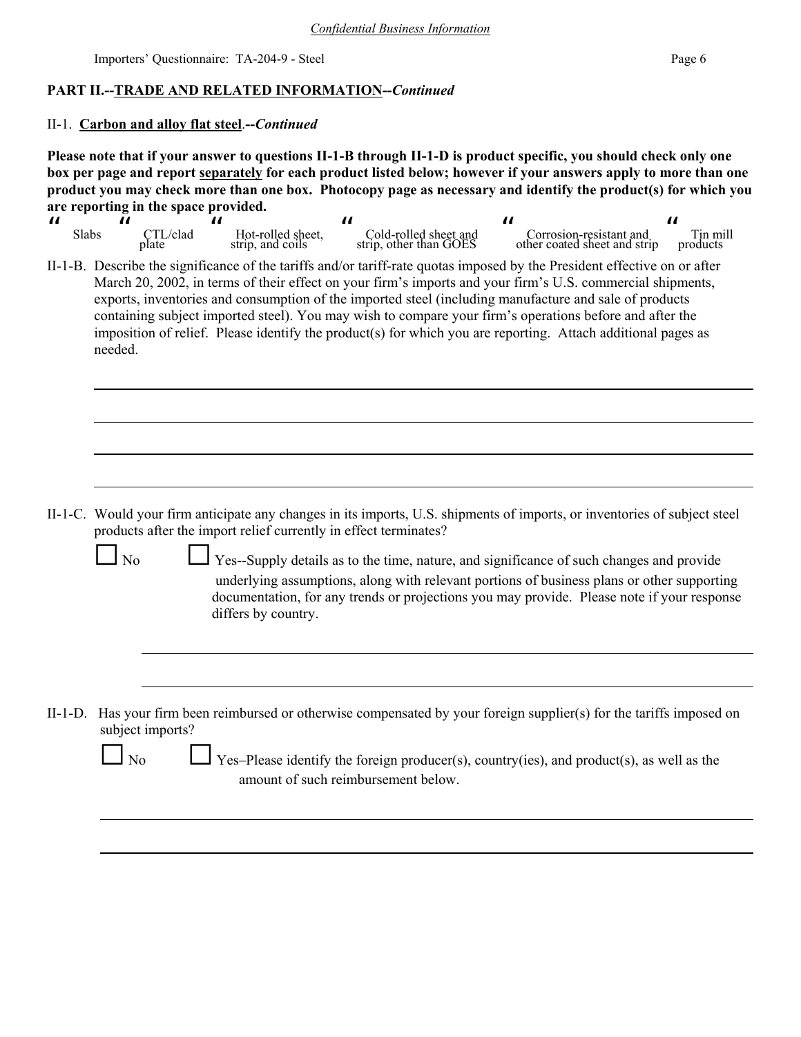*Confidential Business Information*

Importers' Questionnaire: TA-204-9 - Steel

## PART II.--TRADE AND RELATED INFORMATION--*Continued*

II-1. **Carbon and alloy flat steel**.--*Continued*

**Please note that if your answer to questions II-1-B through II-1-D is product specific, you should check only one box per page and report separately for each product listed below; however if your answers apply to more than one product you may check more than one box. Photocopy page as necessary and identify the product(s) for which you are reporting in the space provided.**

☐ Slabs ☐ CTL/clad plate ☐ Hot-rolled sheet, strip, and coils ☐ Cold-rolled sheet and strip, other than GOES ☐ Corrosion-resistant and other coated sheet and strip ☐ Tin mill products

II-1-B. Describe the significance of the tariffs and/or tariff-rate quotas imposed by the President effective on or after March 20, 2002, in terms of their effect on your firm's imports and your firm's U.S. commercial shipments, exports, inventories and consumption of the imported steel (including manufacture and sale of products containing subject imported steel). You may wish to compare your firm's operations before and after the imposition of relief. Please identify the product(s) for which you are reporting. Attach additional pages as needed.

______________________________________________________________________

______________________________________________________________________

______________________________________________________________________

______________________________________________________________________

II-1-C. Would your firm anticipate any changes in its imports, U.S. shipments of imports, or inventories of subject steel products after the import relief currently in effect terminates?

☐ No ☐ Yes--Supply details as to the time, nature, and significance of such changes and provide underlying assumptions, along with relevant portions of business plans or other supporting documentation, for any trends or projections you may provide. Please note if your response differs by country.

______________________________________________________________________

______________________________________________________________________

II-1-D. Has your firm been reimbursed or otherwise compensated by your foreign supplier(s) for the tariffs imposed on subject imports?

☐ No ☐ Yes–Please identify the foreign producer(s), country(ies), and product(s), as well as the amount of such reimbursement below.

______________________________________________________________________

______________________________________________________________________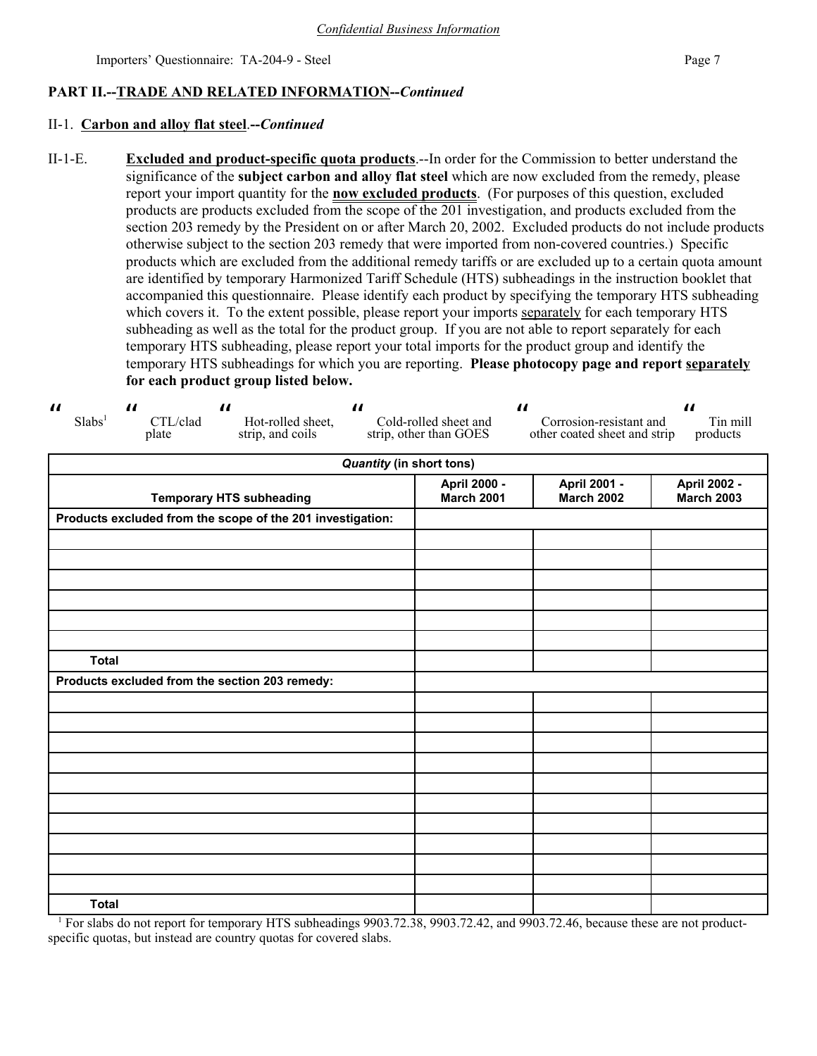*Confidential Business Information*

## PART II.--TRADE AND RELATED INFORMATION--*Continued*

### II-1. Carbon and alloy flat steel.--*Continued*

II-1-E. **Excluded and product-specific quota products**.--In order for the Commission to better understand the significance of the **subject carbon and alloy flat steel** which are now excluded from the remedy, please report your import quantity for the **now excluded products**. (For purposes of this question, excluded products are products excluded from the scope of the 201 investigation, and products excluded from the section 203 remedy by the President on or after March 20, 2002. Excluded products do not include products otherwise subject to the section 203 remedy that were imported from non-covered countries.) Specific products which are excluded from the additional remedy tariffs or are excluded up to a certain quota amount are identified by temporary Harmonized Tariff Schedule (HTS) subheadings in the instruction booklet that accompanied this questionnaire. Please identify each product by specifying the temporary HTS subheading which covers it. To the extent possible, please report your imports separately for each temporary HTS subheading as well as the total for the product group. If you are not able to report separately for each temporary HTS subheading, please report your total imports for the product group and identify the temporary HTS subheadings for which you are reporting. **Please photocopy page and report separately for each product group listed below.**

" Slabs[1] " CTL/clad plate " Hot-rolled sheet, strip, and coils " Cold-rolled sheet and strip, other than GOES " Corrosion-resistant and other coated sheet and strip " Tin mill products

| ***Quantity* (in short tons)** | | | |
|---|---|---|---|
| **Temporary HTS subheading** | **April 2000 - March 2001** | **April 2001 - March 2002** | **April 2002 - March 2003** |
| **Products excluded from the scope of the 201 investigation:** | | | |
| | | | |
| | | | |
| | | | |
| | | | |
| | | | |
| | | | |
| **Total** | | | |
| **Products excluded from the section 203 remedy:** | | | |
| | | | |
| | | | |
| | | | |
| | | | |
| | | | |
| | | | |
| | | | |
| | | | |
| | | | |
| | | | |
| **Total** | | | |

[1] For slabs do not report for temporary HTS subheadings 9903.72.38, 9903.72.42, and 9903.72.46, because these are not product-specific quotas, but instead are country quotas for covered slabs.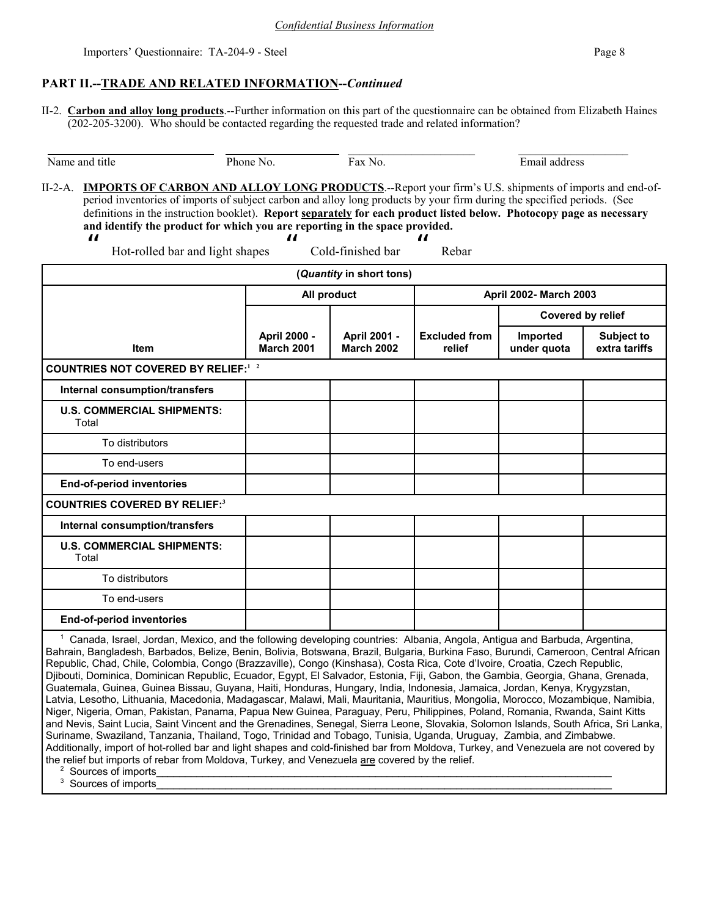*Confidential Business Information*

## PART II.--TRADE AND RELATED INFORMATION--*Continued*

II-2. **Carbon and alloy long products**.--Further information on this part of the questionnaire can be obtained from Elizabeth Haines (202-205-3200). Who should be contacted regarding the requested trade and related information?

| Name and title | Phone No. | Fax No. | Email address |
|---|---|---|---|
| | | | |

II-2-A. **IMPORTS OF CARBON AND ALLOY LONG PRODUCTS**.--Report your firm's U.S. shipments of imports and end-of-period inventories of imports of subject carbon and alloy long products by your firm during the specified periods. (See definitions in the instruction booklet). **Report separately for each product listed below. Photocopy page as necessary and identify the product for which you are reporting in the space provided.**

" Hot-rolled bar and light shapes     " Cold-finished bar     " Rebar

| (*Quantity* in short tons) | | | | | |
|---|---|---|---|---|---|
| | All product | | April 2002- March 2003 | | |
| | | | | Covered by relief | |
| Item | April 2000 - March 2001 | April 2001 - March 2002 | Excluded from relief | Imported under quota | Subject to extra tariffs |
| **COUNTRIES NOT COVERED BY RELIEF:**[1] [2] | | | | | |
| **Internal consumption/transfers** | | | | | |
| **U.S. COMMERCIAL SHIPMENTS:** Total | | | | | |
| To distributors | | | | | |
| To end-users | | | | | |
| **End-of-period inventories** | | | | | |
| **COUNTRIES COVERED BY RELIEF:**[3] | | | | | |
| **Internal consumption/transfers** | | | | | |
| **U.S. COMMERCIAL SHIPMENTS:** Total | | | | | |
| To distributors | | | | | |
| To end-users | | | | | |
| **End-of-period inventories** | | | | | |

[1] Canada, Israel, Jordan, Mexico, and the following developing countries: Albania, Angola, Antigua and Barbuda, Argentina, Bahrain, Bangladesh, Barbados, Belize, Benin, Bolivia, Botswana, Brazil, Bulgaria, Burkina Faso, Burundi, Cameroon, Central African Republic, Chad, Chile, Colombia, Congo (Brazzaville), Congo (Kinshasa), Costa Rica, Cote d'Ivoire, Croatia, Czech Republic, Djibouti, Dominica, Dominican Republic, Ecuador, Egypt, El Salvador, Estonia, Fiji, Gabon, the Gambia, Georgia, Ghana, Grenada, Guatemala, Guinea, Guinea Bissau, Guyana, Haiti, Honduras, Hungary, India, Indonesia, Jamaica, Jordan, Kenya, Krygyzstan, Latvia, Lesotho, Lithuania, Macedonia, Madagascar, Malawi, Mali, Mauritania, Mauritius, Mongolia, Morocco, Mozambique, Namibia, Niger, Nigeria, Oman, Pakistan, Panama, Papua New Guinea, Paraguay, Peru, Philippines, Poland, Romania, Rwanda, Saint Kitts and Nevis, Saint Lucia, Saint Vincent and the Grenadines, Senegal, Sierra Leone, Slovakia, Solomon Islands, South Africa, Sri Lanka, Suriname, Swaziland, Tanzania, Thailand, Togo, Trinidad and Tobago, Tunisia, Uganda, Uruguay, Zambia, and Zimbabwe. Additionally, import of hot-rolled bar and light shapes and cold-finished bar from Moldova, Turkey, and Venezuela are not covered by the relief but imports of rebar from Moldova, Turkey, and Venezuela are covered by the relief.

[2] Sources of imports________________________________________________________________

[3] Sources of imports________________________________________________________________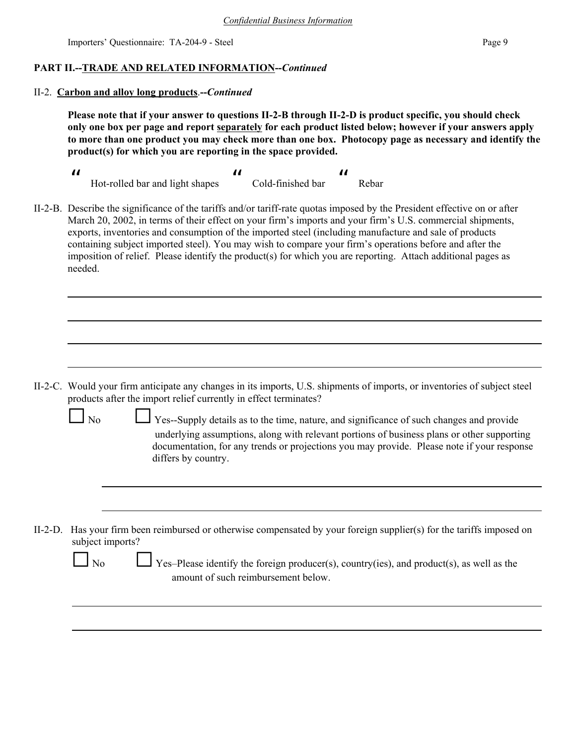*Confidential Business Information*

Importers' Questionnaire: TA-204-9 - Steel

**PART II.--TRADE AND RELATED INFORMATION--*Continued***

II-2. **Carbon and alloy long products**.--*Continued*

**Please note that if your answer to questions II-2-B through II-2-D is product specific, you should check only one box per page and report separately for each product listed below; however if your answers apply to more than one product you may check more than one box. Photocopy page as necessary and identify the product(s) for which you are reporting in the space provided.**

☐ Hot-rolled bar and light shapes ☐ Cold-finished bar ☐ Rebar

II-2-B. Describe the significance of the tariffs and/or tariff-rate quotas imposed by the President effective on or after March 20, 2002, in terms of their effect on your firm's imports and your firm's U.S. commercial shipments, exports, inventories and consumption of the imported steel (including manufacture and sale of products containing subject imported steel). You may wish to compare your firm's operations before and after the imposition of relief. Please identify the product(s) for which you are reporting. Attach additional pages as needed.

II-2-C. Would your firm anticipate any changes in its imports, U.S. shipments of imports, or inventories of subject steel products after the import relief currently in effect terminates?

☐ No ☐ Yes--Supply details as to the time, nature, and significance of such changes and provide underlying assumptions, along with relevant portions of business plans or other supporting documentation, for any trends or projections you may provide. Please note if your response differs by country.

II-2-D. Has your firm been reimbursed or otherwise compensated by your foreign supplier(s) for the tariffs imposed on subject imports?

☐ No ☐ Yes–Please identify the foreign producer(s), country(ies), and product(s), as well as the amount of such reimbursement below.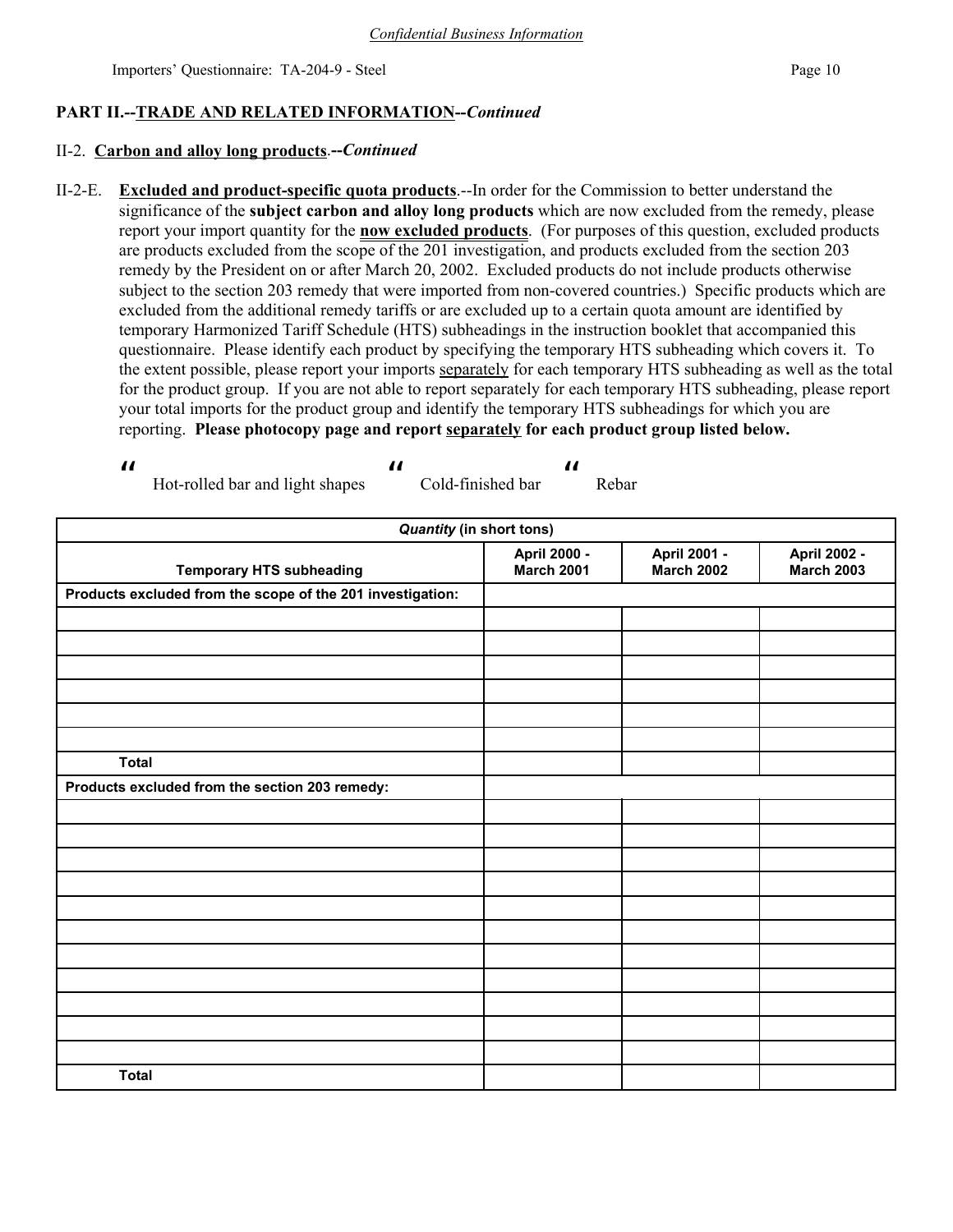*Confidential Business Information*

## PART II.--TRADE AND RELATED INFORMATION--*Continued*

### II-2. Carbon and alloy long products.--*Continued*

II-2-E. **Excluded and product-specific quota products**.--In order for the Commission to better understand the significance of the **subject carbon and alloy long products** which are now excluded from the remedy, please report your import quantity for the **now excluded products**. (For purposes of this question, excluded products are products excluded from the scope of the 201 investigation, and products excluded from the section 203 remedy by the President on or after March 20, 2002. Excluded products do not include products otherwise subject to the section 203 remedy that were imported from non-covered countries.) Specific products which are excluded from the additional remedy tariffs or are excluded up to a certain quota amount are identified by temporary Harmonized Tariff Schedule (HTS) subheadings in the instruction booklet that accompanied this questionnaire. Please identify each product by specifying the temporary HTS subheading which covers it. To the extent possible, please report your imports separately for each temporary HTS subheading as well as the total for the product group. If you are not able to report separately for each temporary HTS subheading, please report your total imports for the product group and identify the temporary HTS subheadings for which you are reporting. **Please photocopy page and report separately for each product group listed below.**

" Hot-rolled bar and light shapes " Cold-finished bar " Rebar

| *Quantity* (in short tons) | | | |
|---|---|---|---|
| **Temporary HTS subheading** | **April 2000 - March 2001** | **April 2001 - March 2002** | **April 2002 - March 2003** |
| **Products excluded from the scope of the 201 investigation:** | | | |
| | | | |
| | | | |
| | | | |
| | | | |
| | | | |
| | | | |
| **Total** | | | |
| **Products excluded from the section 203 remedy:** | | | |
| | | | |
| | | | |
| | | | |
| | | | |
| | | | |
| | | | |
| | | | |
| | | | |
| | | | |
| | | | |
| | | | |
| **Total** | | | |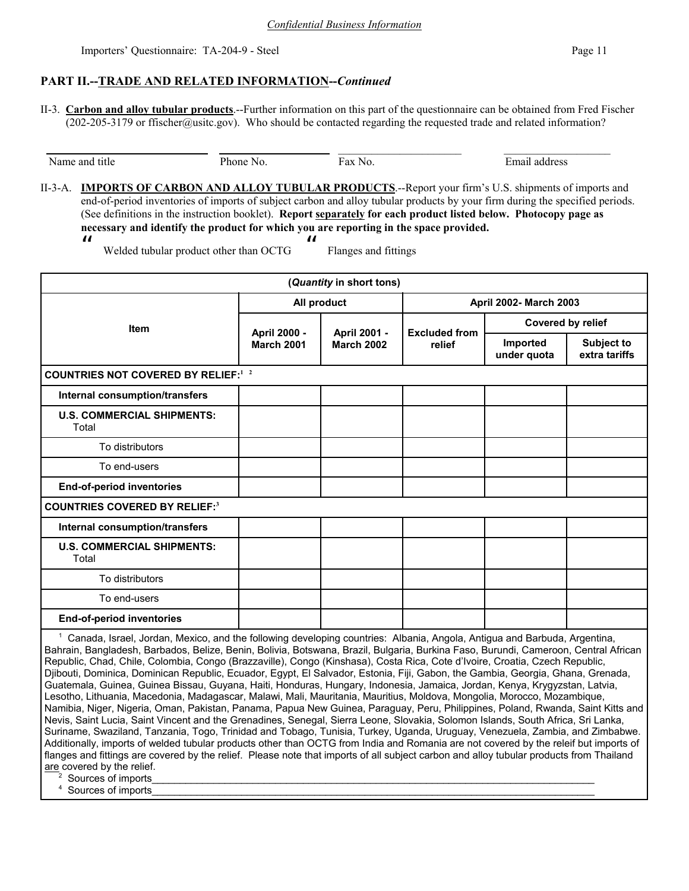*Confidential Business Information*

Importers' Questionnaire: TA-204-9 - Steel

## PART II.--TRADE AND RELATED INFORMATION--*Continued*

II-3. **Carbon and alloy tubular products**.--Further information on this part of the questionnaire can be obtained from Fred Fischer (202-205-3179 or ffischer@usitc.gov). Who should be contacted regarding the requested trade and related information?

| Name and title | Phone No. | Fax No. | Email address |
|---|---|---|---|
| | | | |

II-3-A. **IMPORTS OF CARBON AND ALLOY TUBULAR PRODUCTS**.--Report your firm's U.S. shipments of imports and end-of-period inventories of imports of subject carbon and alloy tubular products by your firm during the specified periods. (See definitions in the instruction booklet). **Report separately for each product listed below. Photocopy page as necessary and identify the product for which you are reporting in the space provided.**

" Welded tubular product other than OCTG " Flanges and fittings

| (*Quantity* in short tons) | | | | | |
|---|---|---|---|---|---|
| **Item** | **All product** | | **April 2002- March 2003** | | |
| | | | | **Covered by relief** | |
| | **April 2000 - March 2001** | **April 2001 - March 2002** | **Excluded from relief** | **Imported under quota** | **Subject to extra tariffs** |
| **COUNTRIES NOT COVERED BY RELIEF:**[1] [2] | | | | | |
| **Internal consumption/transfers** | | | | | |
| **U.S. COMMERCIAL SHIPMENTS:** Total | | | | | |
| To distributors | | | | | |
| To end-users | | | | | |
| **End-of-period inventories** | | | | | |
| **COUNTRIES COVERED BY RELIEF:**[3] | | | | | |
| **Internal consumption/transfers** | | | | | |
| **U.S. COMMERCIAL SHIPMENTS:** Total | | | | | |
| To distributors | | | | | |
| To end-users | | | | | |
| **End-of-period inventories** | | | | | |

[1] Canada, Israel, Jordan, Mexico, and the following developing countries: Albania, Angola, Antigua and Barbuda, Argentina, Bahrain, Bangladesh, Barbados, Belize, Benin, Bolivia, Botswana, Brazil, Bulgaria, Burkina Faso, Burundi, Cameroon, Central African Republic, Chad, Chile, Colombia, Congo (Brazzaville), Congo (Kinshasa), Costa Rica, Cote d'Ivoire, Croatia, Czech Republic, Djibouti, Dominica, Dominican Republic, Ecuador, Egypt, El Salvador, Estonia, Fiji, Gabon, the Gambia, Georgia, Ghana, Grenada, Guatemala, Guinea, Guinea Bissau, Guyana, Haiti, Honduras, Hungary, Indonesia, Jamaica, Jordan, Kenya, Krygyzstan, Latvia, Lesotho, Lithuania, Macedonia, Madagascar, Malawi, Mali, Mauritania, Mauritius, Moldova, Mongolia, Morocco, Mozambique, Namibia, Niger, Nigeria, Oman, Pakistan, Panama, Papua New Guinea, Paraguay, Peru, Philippines, Poland, Rwanda, Saint Kitts and Nevis, Saint Lucia, Saint Vincent and the Grenadines, Senegal, Sierra Leone, Slovakia, Solomon Islands, South Africa, Sri Lanka, Suriname, Swaziland, Tanzania, Togo, Trinidad and Tobago, Tunisia, Turkey, Uganda, Uruguay, Venezuela, Zambia, and Zimbabwe. Additionally, imports of welded tubular products other than OCTG from India and Romania are not covered by the releif but imports of flanges and fittings are covered by the relief. Please note that imports of all subject carbon and alloy tubular products from Thailand are covered by the relief.

[2] Sources of imports______________________________________________________________________________

[4] Sources of imports______________________________________________________________________________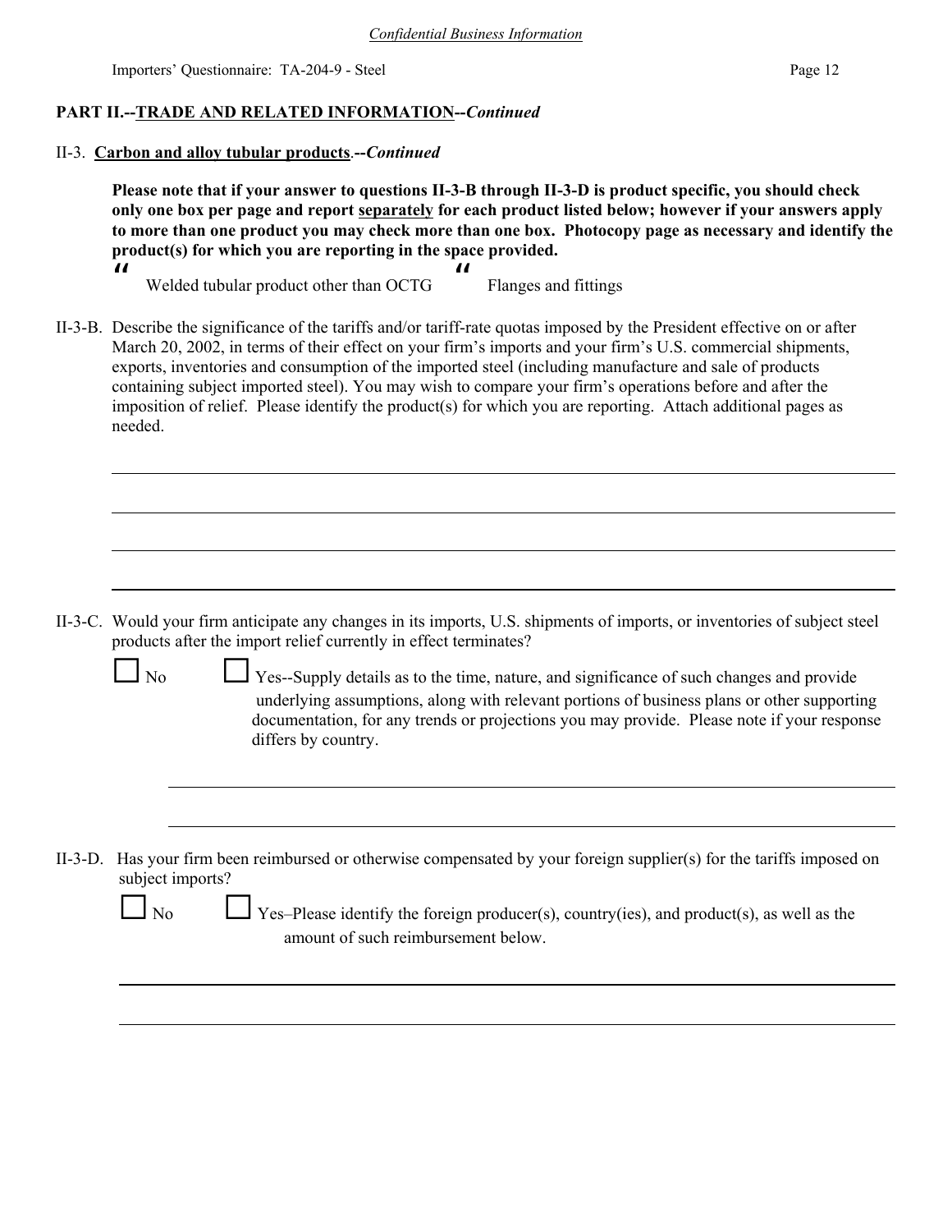*Confidential Business Information*

Importers' Questionnaire: TA-204-9 - Steel

**PART II.--TRADE AND RELATED INFORMATION--*Continued***

II-3. **Carbon and alloy tubular products**.--*Continued*

**Please note that if your answer to questions II-3-B through II-3-D is product specific, you should check only one box per page and report separately for each product listed below; however if your answers apply to more than one product you may check more than one box. Photocopy page as necessary and identify the product(s) for which you are reporting in the space provided.**

☐ Welded tubular product other than OCTG ☐ Flanges and fittings

II-3-B. Describe the significance of the tariffs and/or tariff-rate quotas imposed by the President effective on or after March 20, 2002, in terms of their effect on your firm's imports and your firm's U.S. commercial shipments, exports, inventories and consumption of the imported steel (including manufacture and sale of products containing subject imported steel). You may wish to compare your firm's operations before and after the imposition of relief. Please identify the product(s) for which you are reporting. Attach additional pages as needed.

II-3-C. Would your firm anticipate any changes in its imports, U.S. shipments of imports, or inventories of subject steel products after the import relief currently in effect terminates?

☐ No ☐ Yes--Supply details as to the time, nature, and significance of such changes and provide underlying assumptions, along with relevant portions of business plans or other supporting documentation, for any trends or projections you may provide. Please note if your response differs by country.

II-3-D. Has your firm been reimbursed or otherwise compensated by your foreign supplier(s) for the tariffs imposed on subject imports?

☐ No ☐ Yes–Please identify the foreign producer(s), country(ies), and product(s), as well as the amount of such reimbursement below.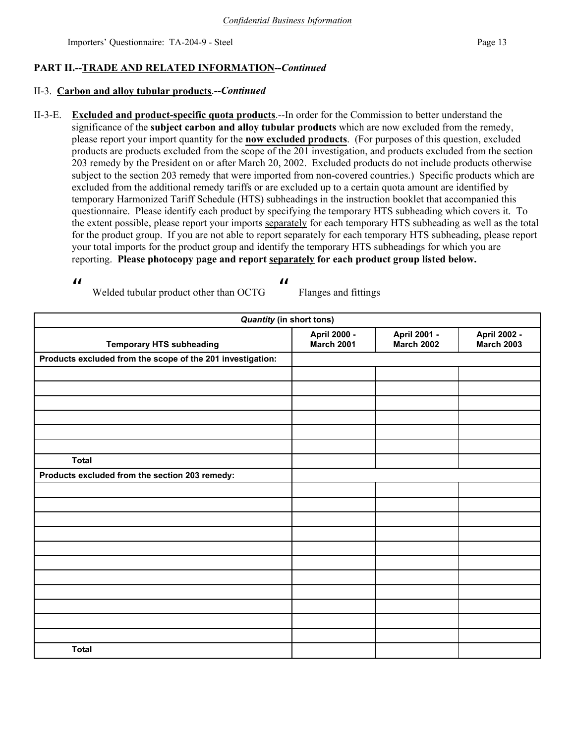*Confidential Business Information*

## PART II.--TRADE AND RELATED INFORMATION--*Continued*

### II-3. Carbon and alloy tubular products.--*Continued*

II-3-E. **Excluded and product-specific quota products**.--In order for the Commission to better understand the significance of the **subject carbon and alloy tubular products** which are now excluded from the remedy, please report your import quantity for the **now excluded products**. (For purposes of this question, excluded products are products excluded from the scope of the 201 investigation, and products excluded from the section 203 remedy by the President on or after March 20, 2002. Excluded products do not include products otherwise subject to the section 203 remedy that were imported from non-covered countries.) Specific products which are excluded from the additional remedy tariffs or are excluded up to a certain quota amount are identified by temporary Harmonized Tariff Schedule (HTS) subheadings in the instruction booklet that accompanied this questionnaire. Please identify each product by specifying the temporary HTS subheading which covers it. To the extent possible, please report your imports separately for each temporary HTS subheading as well as the total for the product group. If you are not able to report separately for each temporary HTS subheading, please report your total imports for the product group and identify the temporary HTS subheadings for which you are reporting. **Please photocopy page and report separately for each product group listed below.**

" Welded tubular product other than OCTG    " Flanges and fittings

| *Quantity* (in short tons) | | | |
|---|---|---|---|
| **Temporary HTS subheading** | **April 2000 - March 2001** | **April 2001 - March 2002** | **April 2002 - March 2003** |
| **Products excluded from the scope of the 201 investigation:** | | | |
| | | | |
| | | | |
| | | | |
| | | | |
| | | | |
| | | | |
| **Total** | | | |
| **Products excluded from the section 203 remedy:** | | | |
| | | | |
| | | | |
| | | | |
| | | | |
| | | | |
| | | | |
| | | | |
| | | | |
| | | | |
| | | | |
| | | | |
| **Total** | | | |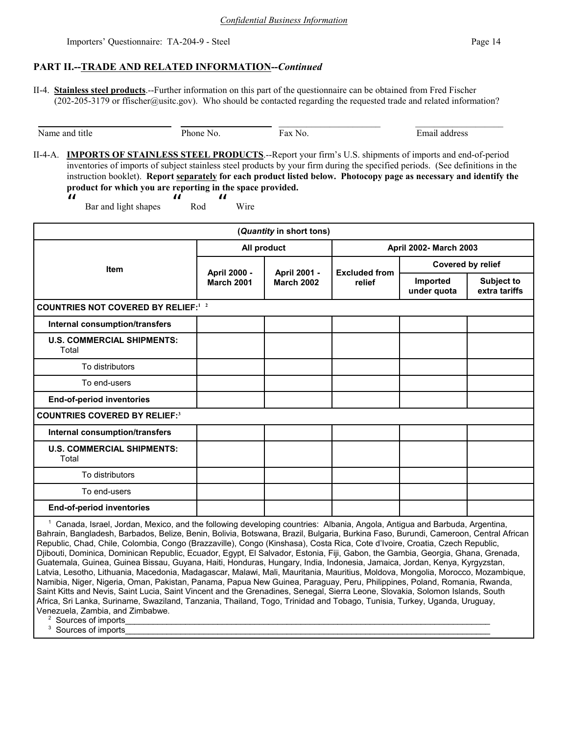*Confidential Business Information*

## PART II.--TRADE AND RELATED INFORMATION--*Continued*

II-4. **Stainless steel products**.--Further information on this part of the questionnaire can be obtained from Fred Fischer (202-205-3179 or ffischer@usitc.gov). Who should be contacted regarding the requested trade and related information?

| Name and title | Phone No. | Fax No. | Email address |
|---|---|---|---|
| | | | |

II-4-A. **IMPORTS OF STAINLESS STEEL PRODUCTS**.--Report your firm's U.S. shipments of imports and end-of-period inventories of imports of subject stainless steel products by your firm during the specified periods. (See definitions in the instruction booklet). **Report separately for each product listed below. Photocopy page as necessary and identify the product for which you are reporting in the space provided.**

" Bar and light shapes " Rod " Wire

| (*Quantity* in short tons) | | | | | |
|---|---|---|---|---|---|
| Item | All product | | April 2002- March 2003 | | |
| | April 2000 - March 2001 | April 2001 - March 2002 | Excluded from relief | Covered by relief | |
| | | | | Imported under quota | Subject to extra tariffs |
| **COUNTRIES NOT COVERED BY RELIEF:**[1] [2] | | | | | |
| **Internal consumption/transfers** | | | | | |
| **U.S. COMMERCIAL SHIPMENTS:** Total | | | | | |
| To distributors | | | | | |
| To end-users | | | | | |
| **End-of-period inventories** | | | | | |
| **COUNTRIES COVERED BY RELIEF:**[3] | | | | | |
| **Internal consumption/transfers** | | | | | |
| **U.S. COMMERCIAL SHIPMENTS:** Total | | | | | |
| To distributors | | | | | |
| To end-users | | | | | |
| **End-of-period inventories** | | | | | |

[1] Canada, Israel, Jordan, Mexico, and the following developing countries: Albania, Angola, Antigua and Barbuda, Argentina, Bahrain, Bangladesh, Barbados, Belize, Benin, Bolivia, Botswana, Brazil, Bulgaria, Burkina Faso, Burundi, Cameroon, Central African Republic, Chad, Chile, Colombia, Congo (Brazzaville), Congo (Kinshasa), Costa Rica, Cote d'Ivoire, Croatia, Czech Republic, Djibouti, Dominica, Dominican Republic, Ecuador, Egypt, El Salvador, Estonia, Fiji, Gabon, the Gambia, Georgia, Ghana, Grenada, Guatemala, Guinea, Guinea Bissau, Guyana, Haiti, Honduras, Hungary, India, Indonesia, Jamaica, Jordan, Kenya, Kyrgyzstan, Latvia, Lesotho, Lithuania, Macedonia, Madagascar, Malawi, Mali, Mauritania, Mauritius, Moldova, Mongolia, Morocco, Mozambique, Namibia, Niger, Nigeria, Oman, Pakistan, Panama, Papua New Guinea, Paraguay, Peru, Philippines, Poland, Romania, Rwanda, Saint Kitts and Nevis, Saint Lucia, Saint Vincent and the Grenadines, Senegal, Sierra Leone, Slovakia, Solomon Islands, South Africa, Sri Lanka, Suriname, Swaziland, Tanzania, Thailand, Togo, Trinidad and Tobago, Tunisia, Turkey, Uganda, Uruguay, Venezuela, Zambia, and Zimbabwe.

[2] Sources of imports\_\_\_\_\_\_\_\_\_\_\_\_\_\_\_\_\_\_\_\_\_\_\_\_\_\_\_\_\_\_\_\_\_\_\_\_\_\_\_\_\_\_\_\_\_\_\_\_

[3] Sources of imports\_\_\_\_\_\_\_\_\_\_\_\_\_\_\_\_\_\_\_\_\_\_\_\_\_\_\_\_\_\_\_\_\_\_\_\_\_\_\_\_\_\_\_\_\_\_\_\_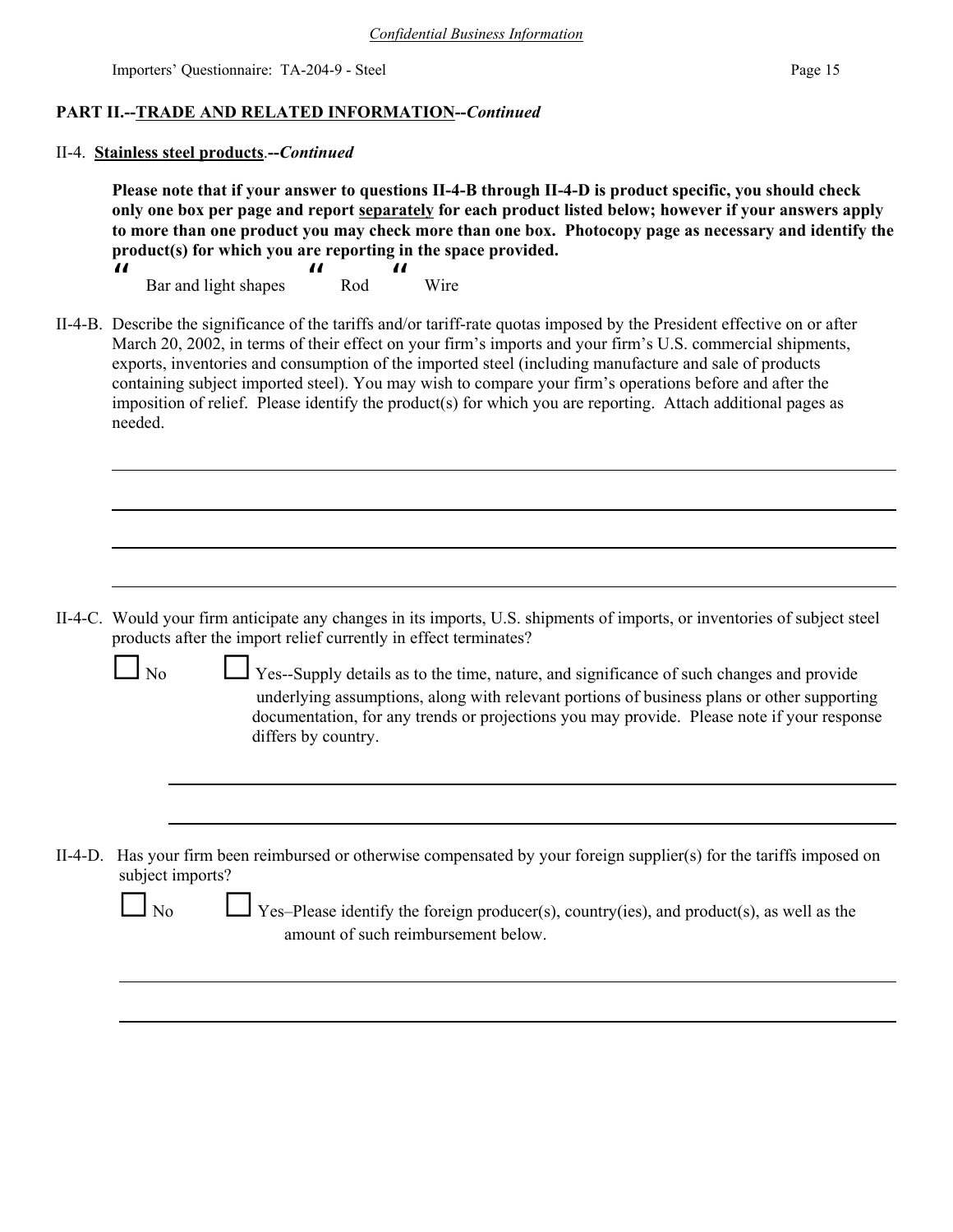*Confidential Business Information*

**PART II.--TRADE AND RELATED INFORMATION--*Continued***

II-4. **Stainless steel products**.--***Continued***

**Please note that if your answer to questions II-4-B through II-4-D is product specific, you should check only one box per page and report separately for each product listed below; however if your answers apply to more than one product you may check more than one box. Photocopy page as necessary and identify the product(s) for which you are reporting in the space provided.**

☐ Bar and light shapes ☐ Rod ☐ Wire

II-4-B. Describe the significance of the tariffs and/or tariff-rate quotas imposed by the President effective on or after March 20, 2002, in terms of their effect on your firm's imports and your firm's U.S. commercial shipments, exports, inventories and consumption of the imported steel (including manufacture and sale of products containing subject imported steel). You may wish to compare your firm's operations before and after the imposition of relief. Please identify the product(s) for which you are reporting. Attach additional pages as needed.

______________________________________________________________________

______________________________________________________________________

______________________________________________________________________

______________________________________________________________________

II-4-C. Would your firm anticipate any changes in its imports, U.S. shipments of imports, or inventories of subject steel products after the import relief currently in effect terminates?

☐ No ☐ Yes--Supply details as to the time, nature, and significance of such changes and provide underlying assumptions, along with relevant portions of business plans or other supporting documentation, for any trends or projections you may provide. Please note if your response differs by country.

______________________________________________________________________

______________________________________________________________________

II-4-D. Has your firm been reimbursed or otherwise compensated by your foreign supplier(s) for the tariffs imposed on subject imports?

☐ No ☐ Yes–Please identify the foreign producer(s), country(ies), and product(s), as well as the amount of such reimbursement below.

______________________________________________________________________

______________________________________________________________________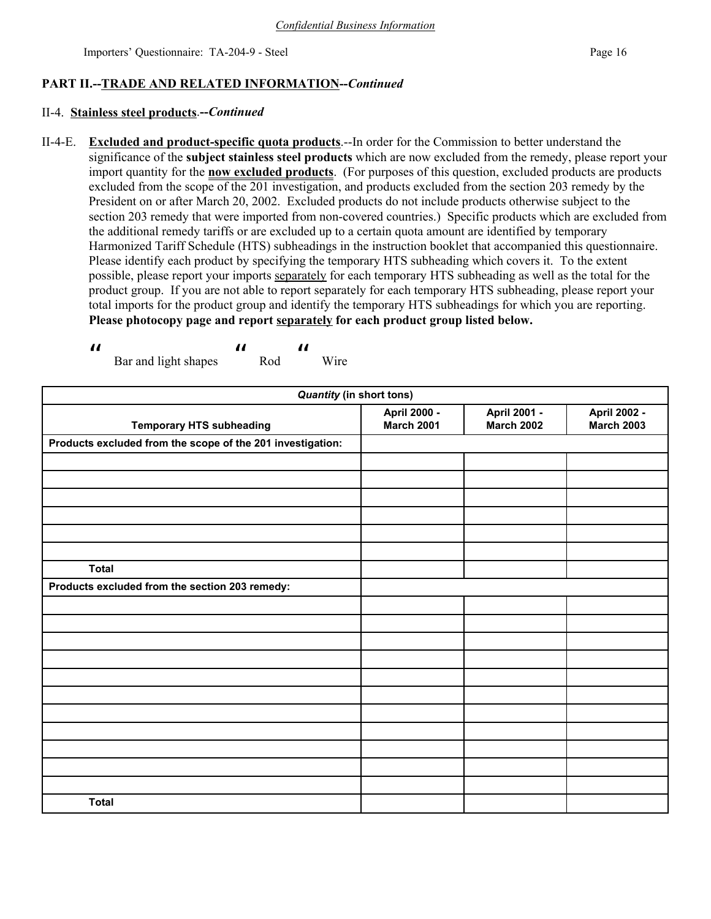*Confidential Business Information*

**PART II.--TRADE AND RELATED INFORMATION--*Continued***

II-4. **Stainless steel products**.--*Continued*

II-4-E. **Excluded and product-specific quota products**.--In order for the Commission to better understand the significance of the **subject stainless steel products** which are now excluded from the remedy, please report your import quantity for the **now excluded products**. (For purposes of this question, excluded products are products excluded from the scope of the 201 investigation, and products excluded from the section 203 remedy by the President on or after March 20, 2002. Excluded products do not include products otherwise subject to the section 203 remedy that were imported from non-covered countries.) Specific products which are excluded from the additional remedy tariffs or are excluded up to a certain quota amount are identified by temporary Harmonized Tariff Schedule (HTS) subheadings in the instruction booklet that accompanied this questionnaire. Please identify each product by specifying the temporary HTS subheading which covers it. To the extent possible, please report your imports separately for each temporary HTS subheading as well as the total for the product group. If you are not able to report separately for each temporary HTS subheading, please report your total imports for the product group and identify the temporary HTS subheadings for which you are reporting. **Please photocopy page and report separately for each product group listed below.**

☐ Bar and light shapes ☐ Rod ☐ Wire

| *Quantity* (in short tons) | | | |
|---|---|---|---|
| **Temporary HTS subheading** | **April 2000 - March 2001** | **April 2001 - March 2002** | **April 2002 - March 2003** |
| **Products excluded from the scope of the 201 investigation:** | | | |
| | | | |
| | | | |
| | | | |
| | | | |
| | | | |
| | | | |
| **Total** | | | |
| **Products excluded from the section 203 remedy:** | | | |
| | | | |
| | | | |
| | | | |
| | | | |
| | | | |
| | | | |
| | | | |
| | | | |
| | | | |
| | | | |
| | | | |
| **Total** | | | |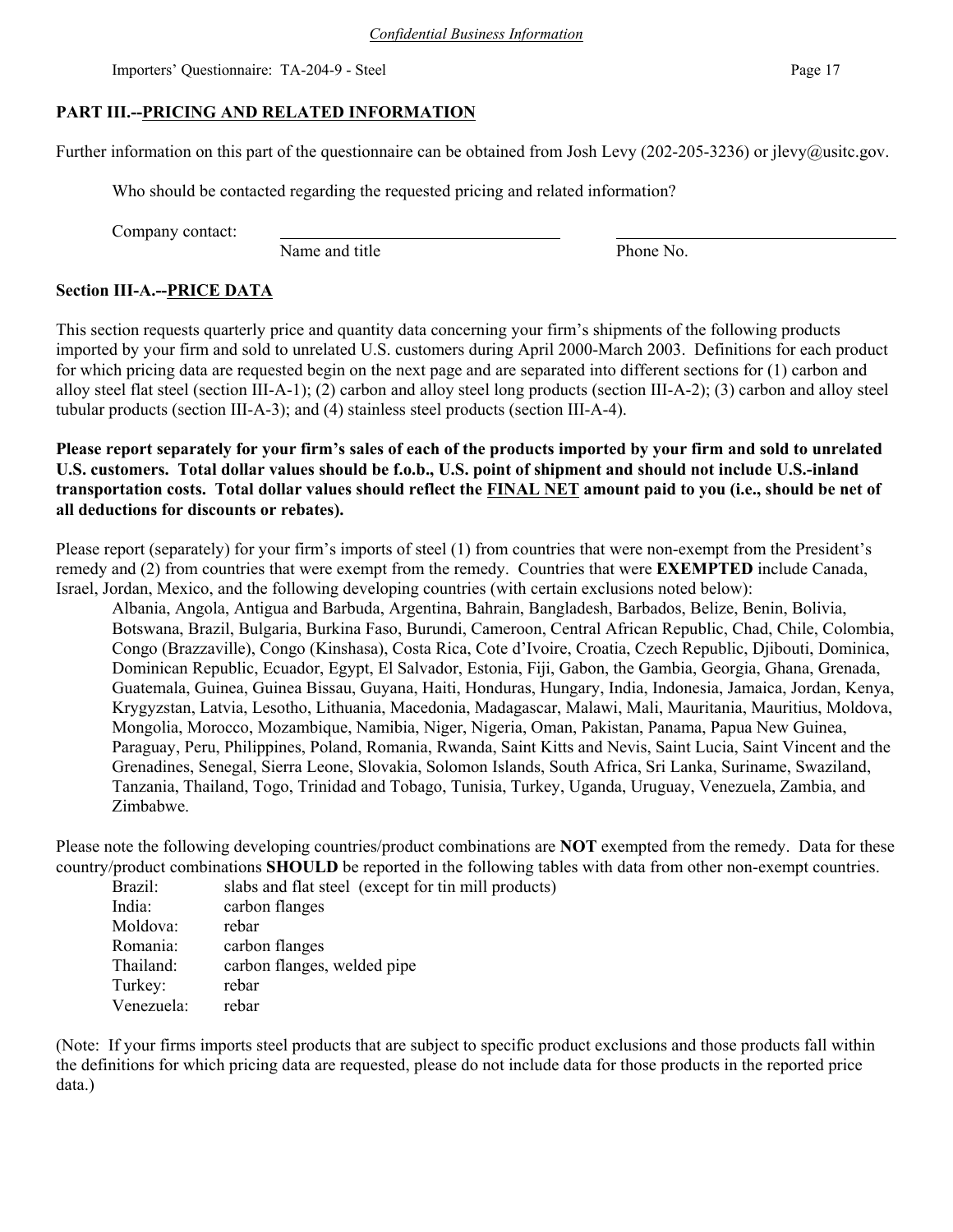## PART III.--PRICING AND RELATED INFORMATION

Further information on this part of the questionnaire can be obtained from Josh Levy (202-205-3236) or jlevy@usitc.gov.

Who should be contacted regarding the requested pricing and related information?

Company contact: ________________________ ________________________
Name and title Phone No.

### Section III-A.--PRICE DATA

This section requests quarterly price and quantity data concerning your firm's shipments of the following products imported by your firm and sold to unrelated U.S. customers during April 2000-March 2003. Definitions for each product for which pricing data are requested begin on the next page and are separated into different sections for (1) carbon and alloy steel flat steel (section III-A-1); (2) carbon and alloy steel long products (section III-A-2); (3) carbon and alloy steel tubular products (section III-A-3); and (4) stainless steel products (section III-A-4).

**Please report separately for your firm's sales of each of the products imported by your firm and sold to unrelated U.S. customers. Total dollar values should be f.o.b., U.S. point of shipment and should not include U.S.-inland transportation costs. Total dollar values should reflect the FINAL NET amount paid to you (i.e., should be net of all deductions for discounts or rebates).**

Please report (separately) for your firm's imports of steel (1) from countries that were non-exempt from the President's remedy and (2) from countries that were exempt from the remedy. Countries that were **EXEMPTED** include Canada, Israel, Jordan, Mexico, and the following developing countries (with certain exclusions noted below):

Albania, Angola, Antigua and Barbuda, Argentina, Bahrain, Bangladesh, Barbados, Belize, Benin, Bolivia, Botswana, Brazil, Bulgaria, Burkina Faso, Burundi, Cameroon, Central African Republic, Chad, Chile, Colombia, Congo (Brazzaville), Congo (Kinshasa), Costa Rica, Cote d'Ivoire, Croatia, Czech Republic, Djibouti, Dominica, Dominican Republic, Ecuador, Egypt, El Salvador, Estonia, Fiji, Gabon, the Gambia, Georgia, Ghana, Grenada, Guatemala, Guinea, Guinea Bissau, Guyana, Haiti, Honduras, Hungary, India, Indonesia, Jamaica, Jordan, Kenya, Krygyzstan, Latvia, Lesotho, Lithuania, Macedonia, Madagascar, Malawi, Mali, Mauritania, Mauritius, Moldova, Mongolia, Morocco, Mozambique, Namibia, Niger, Nigeria, Oman, Pakistan, Panama, Papua New Guinea, Paraguay, Peru, Philippines, Poland, Romania, Rwanda, Saint Kitts and Nevis, Saint Lucia, Saint Vincent and the Grenadines, Senegal, Sierra Leone, Slovakia, Solomon Islands, South Africa, Sri Lanka, Suriname, Swaziland, Tanzania, Thailand, Togo, Trinidad and Tobago, Tunisia, Turkey, Uganda, Uruguay, Venezuela, Zambia, and Zimbabwe.

Please note the following developing countries/product combinations are **NOT** exempted from the remedy. Data for these country/product combinations **SHOULD** be reported in the following tables with data from other non-exempt countries.

| | |
|---|---|
| Brazil: | slabs and flat steel (except for tin mill products) |
| India: | carbon flanges |
| Moldova: | rebar |
| Romania: | carbon flanges |
| Thailand: | carbon flanges, welded pipe |
| Turkey: | rebar |
| Venezuela: | rebar |

(Note: If your firms imports steel products that are subject to specific product exclusions and those products fall within the definitions for which pricing data are requested, please do not include data for those products in the reported price data.)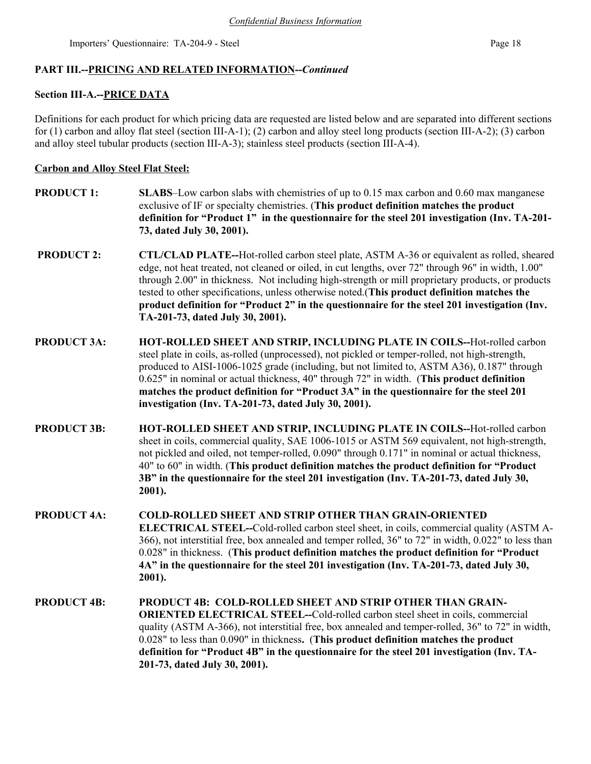*Confidential Business Information*

## PART III.--PRICING AND RELATED INFORMATION--*Continued*

### Section III-A.--PRICE DATA

Definitions for each product for which pricing data are requested are listed below and are separated into different sections for (1) carbon and alloy flat steel (section III-A-1); (2) carbon and alloy steel long products (section III-A-2); (3) carbon and alloy steel tubular products (section III-A-3); stainless steel products (section III-A-4).

**Carbon and Alloy Steel Flat Steel:**

**PRODUCT 1:** **SLABS**–Low carbon slabs with chemistries of up to 0.15 max carbon and 0.60 max manganese exclusive of IF or specialty chemistries. (**This product definition matches the product definition for "Product 1" in the questionnaire for the steel 201 investigation (Inv. TA-201-73, dated July 30, 2001).**

**PRODUCT 2:** **CTL/CLAD PLATE--**Hot-rolled carbon steel plate, ASTM A-36 or equivalent as rolled, sheared edge, not heat treated, not cleaned or oiled, in cut lengths, over 72" through 96" in width, 1.00" through 2.00" in thickness. Not including high-strength or mill proprietary products, or products tested to other specifications, unless otherwise noted.(**This product definition matches the product definition for "Product 2" in the questionnaire for the steel 201 investigation (Inv. TA-201-73, dated July 30, 2001).**

**PRODUCT 3A:** **HOT-ROLLED SHEET AND STRIP, INCLUDING PLATE IN COILS--**Hot-rolled carbon steel plate in coils, as-rolled (unprocessed), not pickled or temper-rolled, not high-strength, produced to AISI-1006-1025 grade (including, but not limited to, ASTM A36), 0.187" through 0.625" in nominal or actual thickness, 40" through 72" in width. (**This product definition matches the product definition for "Product 3A" in the questionnaire for the steel 201 investigation (Inv. TA-201-73, dated July 30, 2001).**

**PRODUCT 3B:** **HOT-ROLLED SHEET AND STRIP, INCLUDING PLATE IN COILS--**Hot-rolled carbon sheet in coils, commercial quality, SAE 1006-1015 or ASTM 569 equivalent, not high-strength, not pickled and oiled, not temper-rolled, 0.090" through 0.171" in nominal or actual thickness, 40" to 60" in width. (**This product definition matches the product definition for "Product 3B" in the questionnaire for the steel 201 investigation (Inv. TA-201-73, dated July 30, 2001).**

**PRODUCT 4A:** **COLD-ROLLED SHEET AND STRIP OTHER THAN GRAIN-ORIENTED ELECTRICAL STEEL--**Cold-rolled carbon steel sheet, in coils, commercial quality (ASTM A-366), not interstitial free, box annealed and temper rolled, 36" to 72" in width, 0.022" to less than 0.028" in thickness. (**This product definition matches the product definition for "Product 4A" in the questionnaire for the steel 201 investigation (Inv. TA-201-73, dated July 30, 2001).**

**PRODUCT 4B:** **PRODUCT 4B: COLD-ROLLED SHEET AND STRIP OTHER THAN GRAIN-ORIENTED ELECTRICAL STEEL--**Cold-rolled carbon steel sheet in coils, commercial quality (ASTM A-366), not interstitial free, box annealed and temper-rolled, 36" to 72" in width, 0.028" to less than 0.090" in thickness**.** (**This product definition matches the product definition for "Product 4B" in the questionnaire for the steel 201 investigation (Inv. TA-201-73, dated July 30, 2001).**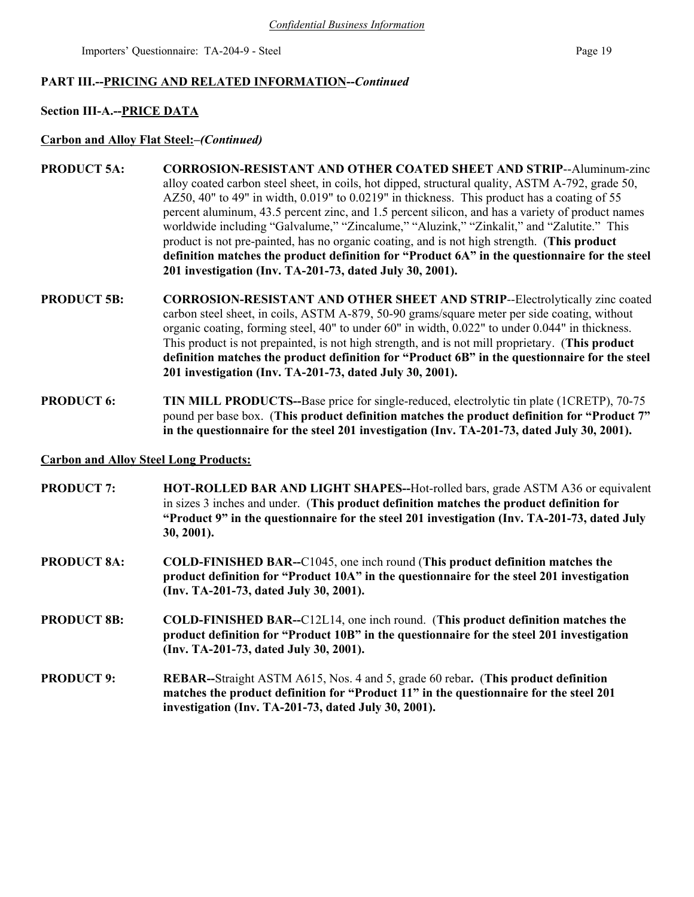**PART III.--PRICING AND RELATED INFORMATION--*Continued***

**Section III-A.--PRICE DATA**

**Carbon and Alloy Flat Steel:–*(Continued)***

**PRODUCT 5A:** **CORROSION-RESISTANT AND OTHER COATED SHEET AND STRIP**--Aluminum-zinc alloy coated carbon steel sheet, in coils, hot dipped, structural quality, ASTM A-792, grade 50, AZ50, 40" to 49" in width, 0.019" to 0.0219" in thickness. This product has a coating of 55 percent aluminum, 43.5 percent zinc, and 1.5 percent silicon, and has a variety of product names worldwide including “Galvalume,” “Zincalume,” “Aluzink,” “Zinkalit,” and “Zalutite.” This product is not pre-painted, has no organic coating, and is not high strength. (**This product definition matches the product definition for “Product 6A” in the questionnaire for the steel 201 investigation (Inv. TA-201-73, dated July 30, 2001).**

**PRODUCT 5B:** **CORROSION-RESISTANT AND OTHER SHEET AND STRIP**--Electrolytically zinc coated carbon steel sheet, in coils, ASTM A-879, 50-90 grams/square meter per side coating, without organic coating, forming steel, 40" to under 60" in width, 0.022" to under 0.044" in thickness. This product is not prepainted, is not high strength, and is not mill proprietary. (**This product definition matches the product definition for “Product 6B” in the questionnaire for the steel 201 investigation (Inv. TA-201-73, dated July 30, 2001).**

**PRODUCT 6:** **TIN MILL PRODUCTS--**Base price for single-reduced, electrolytic tin plate (1CRETP), 70-75 pound per base box. (**This product definition matches the product definition for “Product 7” in the questionnaire for the steel 201 investigation (Inv. TA-201-73, dated July 30, 2001).**

**Carbon and Alloy Steel Long Products:**

**PRODUCT 7:** **HOT-ROLLED BAR AND LIGHT SHAPES--**Hot-rolled bars, grade ASTM A36 or equivalent in sizes 3 inches and under. (**This product definition matches the product definition for “Product 9” in the questionnaire for the steel 201 investigation (Inv. TA-201-73, dated July 30, 2001).**

**PRODUCT 8A:** **COLD-FINISHED BAR--**C1045, one inch round (**This product definition matches the product definition for “Product 10A” in the questionnaire for the steel 201 investigation (Inv. TA-201-73, dated July 30, 2001).**

**PRODUCT 8B:** **COLD-FINISHED BAR--**C12L14, one inch round. (**This product definition matches the product definition for “Product 10B” in the questionnaire for the steel 201 investigation (Inv. TA-201-73, dated July 30, 2001).**

**PRODUCT 9:** **REBAR--**Straight ASTM A615, Nos. 4 and 5, grade 60 rebar**.** (**This product definition matches the product definition for “Product 11” in the questionnaire for the steel 201 investigation (Inv. TA-201-73, dated July 30, 2001).**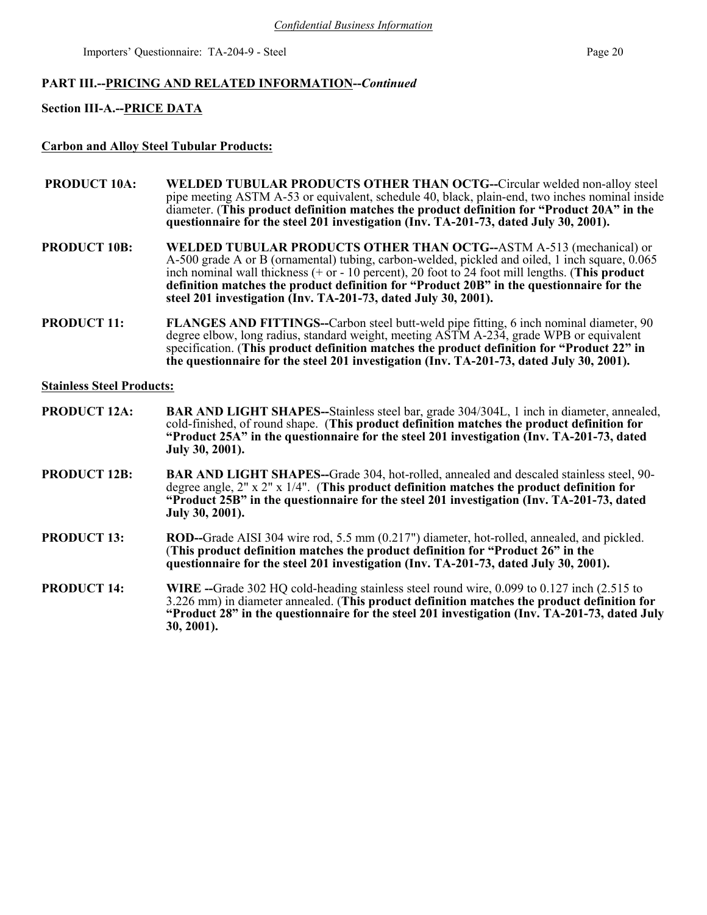**PART III.--PRICING AND RELATED INFORMATION--*Continued***

**Section III-A.--PRICE DATA**

**Carbon and Alloy Steel Tubular Products:**

**PRODUCT 10A:** **WELDED TUBULAR PRODUCTS OTHER THAN OCTG--**Circular welded non-alloy steel pipe meeting ASTM A-53 or equivalent, schedule 40, black, plain-end, two inches nominal inside diameter. (**This product definition matches the product definition for "Product 20A" in the questionnaire for the steel 201 investigation (Inv. TA-201-73, dated July 30, 2001).**

**PRODUCT 10B:** **WELDED TUBULAR PRODUCTS OTHER THAN OCTG--**ASTM A-513 (mechanical) or A-500 grade A or B (ornamental) tubing, carbon-welded, pickled and oiled, 1 inch square, 0.065 inch nominal wall thickness (+ or - 10 percent), 20 foot to 24 foot mill lengths. (**This product definition matches the product definition for "Product 20B" in the questionnaire for the steel 201 investigation (Inv. TA-201-73, dated July 30, 2001).**

**PRODUCT 11:** **FLANGES AND FITTINGS--**Carbon steel butt-weld pipe fitting, 6 inch nominal diameter, 90 degree elbow, long radius, standard weight, meeting ASTM A-234, grade WPB or equivalent specification. (**This product definition matches the product definition for "Product 22" in the questionnaire for the steel 201 investigation (Inv. TA-201-73, dated July 30, 2001).**

**Stainless Steel Products:**

**PRODUCT 12A:** **BAR AND LIGHT SHAPES--**Stainless steel bar, grade 304/304L, 1 inch in diameter, annealed, cold-finished, of round shape. (**This product definition matches the product definition for "Product 25A" in the questionnaire for the steel 201 investigation (Inv. TA-201-73, dated July 30, 2001).**

**PRODUCT 12B:** **BAR AND LIGHT SHAPES--**Grade 304, hot-rolled, annealed and descaled stainless steel, 90-degree angle, 2" x 2" x 1/4". (**This product definition matches the product definition for "Product 25B" in the questionnaire for the steel 201 investigation (Inv. TA-201-73, dated July 30, 2001).**

**PRODUCT 13:** **ROD--**Grade AISI 304 wire rod, 5.5 mm (0.217") diameter, hot-rolled, annealed, and pickled. (**This product definition matches the product definition for "Product 26" in the questionnaire for the steel 201 investigation (Inv. TA-201-73, dated July 30, 2001).**

**PRODUCT 14:** **WIRE --**Grade 302 HQ cold-heading stainless steel round wire, 0.099 to 0.127 inch (2.515 to 3.226 mm) in diameter annealed. (**This product definition matches the product definition for "Product 28" in the questionnaire for the steel 201 investigation (Inv. TA-201-73, dated July 30, 2001).**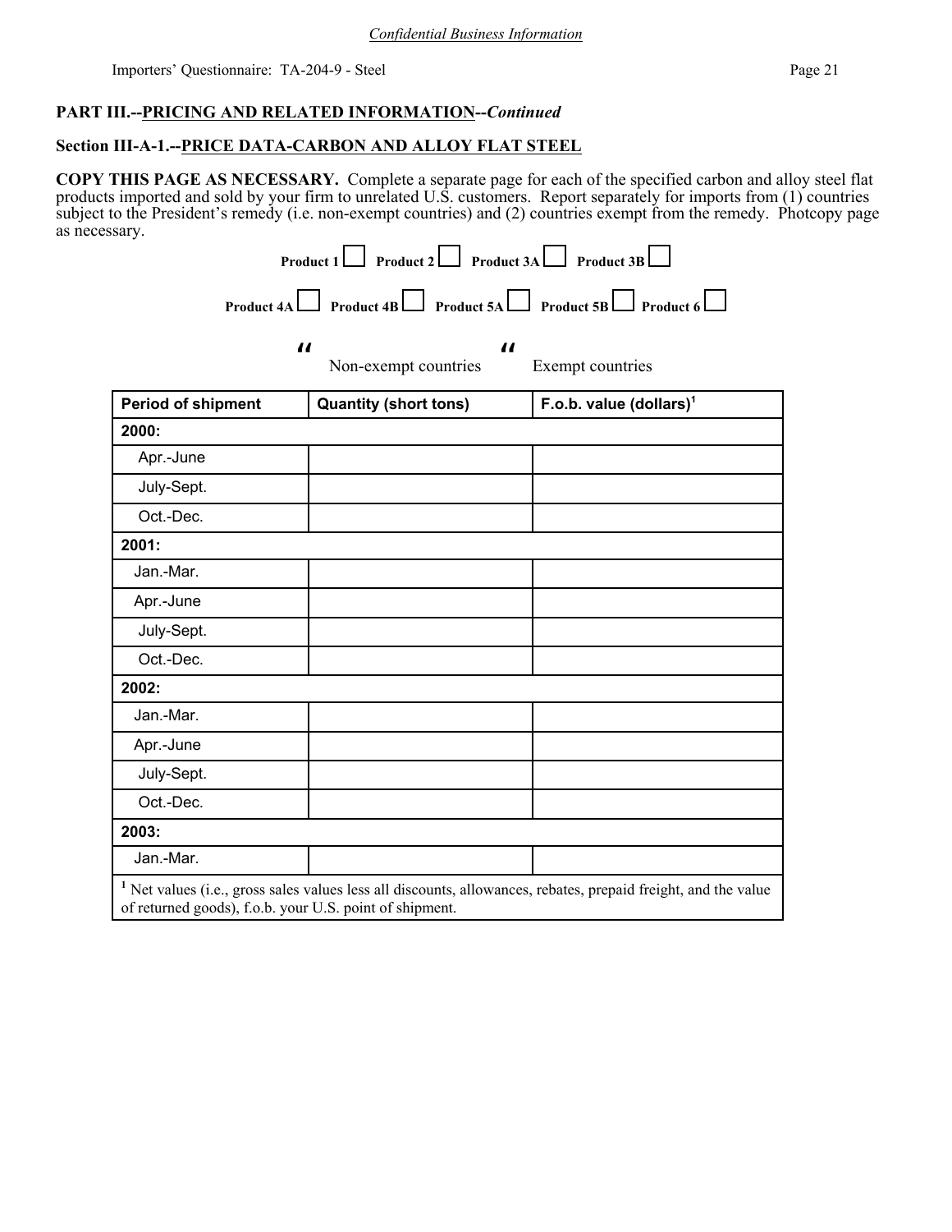*Confidential Business Information*

**PART III.--PRICING AND RELATED INFORMATION--*Continued***

**Section III-A-1.--PRICE DATA-CARBON AND ALLOY FLAT STEEL**

**COPY THIS PAGE AS NECESSARY.** Complete a separate page for each of the specified carbon and alloy steel flat products imported and sold by your firm to unrelated U.S. customers. Report separately for imports from (1) countries subject to the President's remedy (i.e. non-exempt countries) and (2) countries exempt from the remedy. Photcopy page as necessary.

**Product 1** ☐ **Product 2** ☐ **Product 3A** ☐ **Product 3B** ☐

**Product 4A** ☐ **Product 4B** ☐ **Product 5A** ☐ **Product 5B** ☐ **Product 6** ☐

" Non-exempt countries " Exempt countries

| Period of shipment | Quantity (short tons) | F.o.b. value (dollars)[1] |
|---|---|---|
| **2000:** | | |
| Apr.-June | | |
| July-Sept. | | |
| Oct.-Dec. | | |
| **2001:** | | |
| Jan.-Mar. | | |
| Apr.-June | | |
| July-Sept. | | |
| Oct.-Dec. | | |
| **2002:** | | |
| Jan.-Mar. | | |
| Apr.-June | | |
| July-Sept. | | |
| Oct.-Dec. | | |
| **2003:** | | |
| Jan.-Mar. | | |

[1] Net values (i.e., gross sales values less all discounts, allowances, rebates, prepaid freight, and the value of returned goods), f.o.b. your U.S. point of shipment.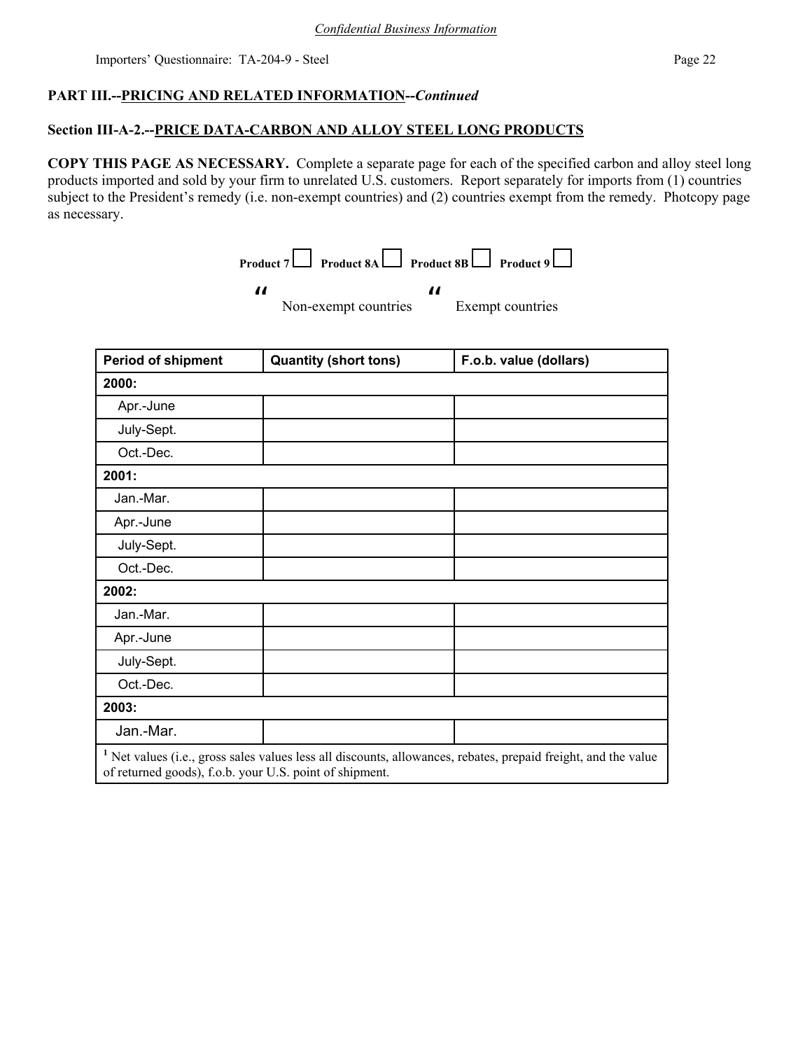*Confidential Business Information*

**PART III.--PRICING AND RELATED INFORMATION--*Continued***

**Section III-A-2.--PRICE DATA-CARBON AND ALLOY STEEL LONG PRODUCTS**

**COPY THIS PAGE AS NECESSARY.** Complete a separate page for each of the specified carbon and alloy steel long products imported and sold by your firm to unrelated U.S. customers. Report separately for imports from (1) countries subject to the President's remedy (i.e. non-exempt countries) and (2) countries exempt from the remedy. Photcopy page as necessary.

**Product 7** ☐ **Product 8A** ☐ **Product 8B** ☐ **Product 9** ☐

" Non-exempt countries " Exempt countries

| Period of shipment | Quantity (short tons) | F.o.b. value (dollars) |
|---|---|---|
| **2000:** | | |
| Apr.-June | | |
| July-Sept. | | |
| Oct.-Dec. | | |
| **2001:** | | |
| Jan.-Mar. | | |
| Apr.-June | | |
| July-Sept. | | |
| Oct.-Dec. | | |
| **2002:** | | |
| Jan.-Mar. | | |
| Apr.-June | | |
| July-Sept. | | |
| Oct.-Dec. | | |
| **2003:** | | |
| Jan.-Mar. | | |

[1] Net values (i.e., gross sales values less all discounts, allowances, rebates, prepaid freight, and the value of returned goods), f.o.b. your U.S. point of shipment.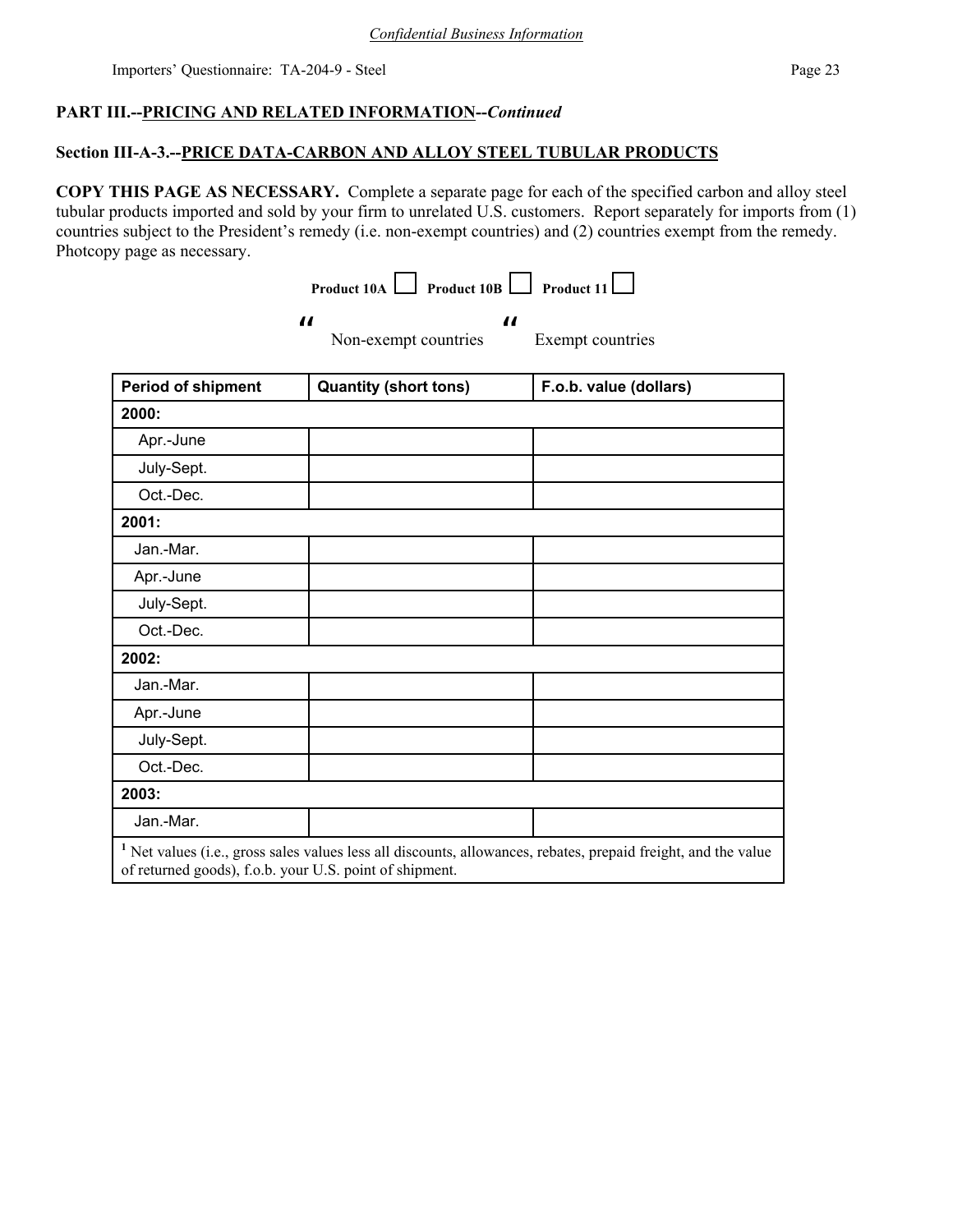*Confidential Business Information*

## PART III.--PRICING AND RELATED INFORMATION--*Continued*

### Section III-A-3.--PRICE DATA-CARBON AND ALLOY STEEL TUBULAR PRODUCTS

**COPY THIS PAGE AS NECESSARY.** Complete a separate page for each of the specified carbon and alloy steel tubular products imported and sold by your firm to unrelated U.S. customers. Report separately for imports from (1) countries subject to the President's remedy (i.e. non-exempt countries) and (2) countries exempt from the remedy. Photocopy page as necessary.

**Product 10A** ☐ **Product 10B** ☐ **Product 11** ☐

" Non-exempt countries " Exempt countries

| Period of shipment | Quantity (short tons) | F.o.b. value (dollars) |
|---|---|---|
| **2000:** | | |
| Apr.-June | | |
| July-Sept. | | |
| Oct.-Dec. | | |
| **2001:** | | |
| Jan.-Mar. | | |
| Apr.-June | | |
| July-Sept. | | |
| Oct.-Dec. | | |
| **2002:** | | |
| Jan.-Mar. | | |
| Apr.-June | | |
| July-Sept. | | |
| Oct.-Dec. | | |
| **2003:** | | |
| Jan.-Mar. | | |

[1] Net values (i.e., gross sales values less all discounts, allowances, rebates, prepaid freight, and the value of returned goods), f.o.b. your U.S. point of shipment.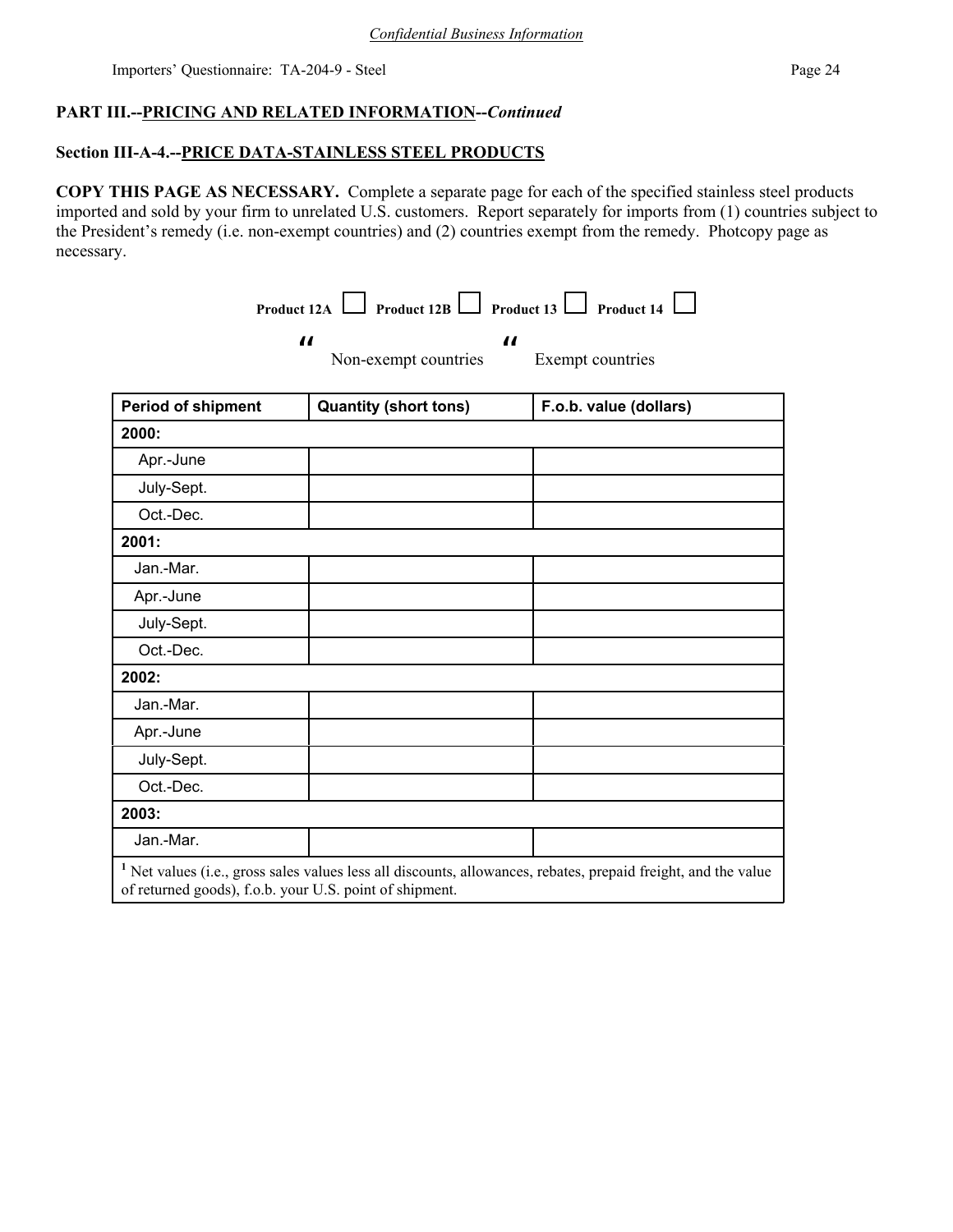*Confidential Business Information*

**PART III.--PRICING AND RELATED INFORMATION--*Continued***

**Section III-A-4.--PRICE DATA-STAINLESS STEEL PRODUCTS**

**COPY THIS PAGE AS NECESSARY.** Complete a separate page for each of the specified stainless steel products imported and sold by your firm to unrelated U.S. customers. Report separately for imports from (1) countries subject to the President's remedy (i.e. non-exempt countries) and (2) countries exempt from the remedy. Photcopy page as necessary.

**Product 12A** ☐ **Product 12B** ☐ **Product 13** ☐ **Product 14** ☐

" Non-exempt countries " Exempt countries

| Period of shipment | Quantity (short tons) | F.o.b. value (dollars) |
|---|---|---|
| **2000:** | | |
| Apr.-June | | |
| July-Sept. | | |
| Oct.-Dec. | | |
| **2001:** | | |
| Jan.-Mar. | | |
| Apr.-June | | |
| July-Sept. | | |
| Oct.-Dec. | | |
| **2002:** | | |
| Jan.-Mar. | | |
| Apr.-June | | |
| July-Sept. | | |
| Oct.-Dec. | | |
| **2003:** | | |
| Jan.-Mar. | | |

[1] Net values (i.e., gross sales values less all discounts, allowances, rebates, prepaid freight, and the value of returned goods), f.o.b. your U.S. point of shipment.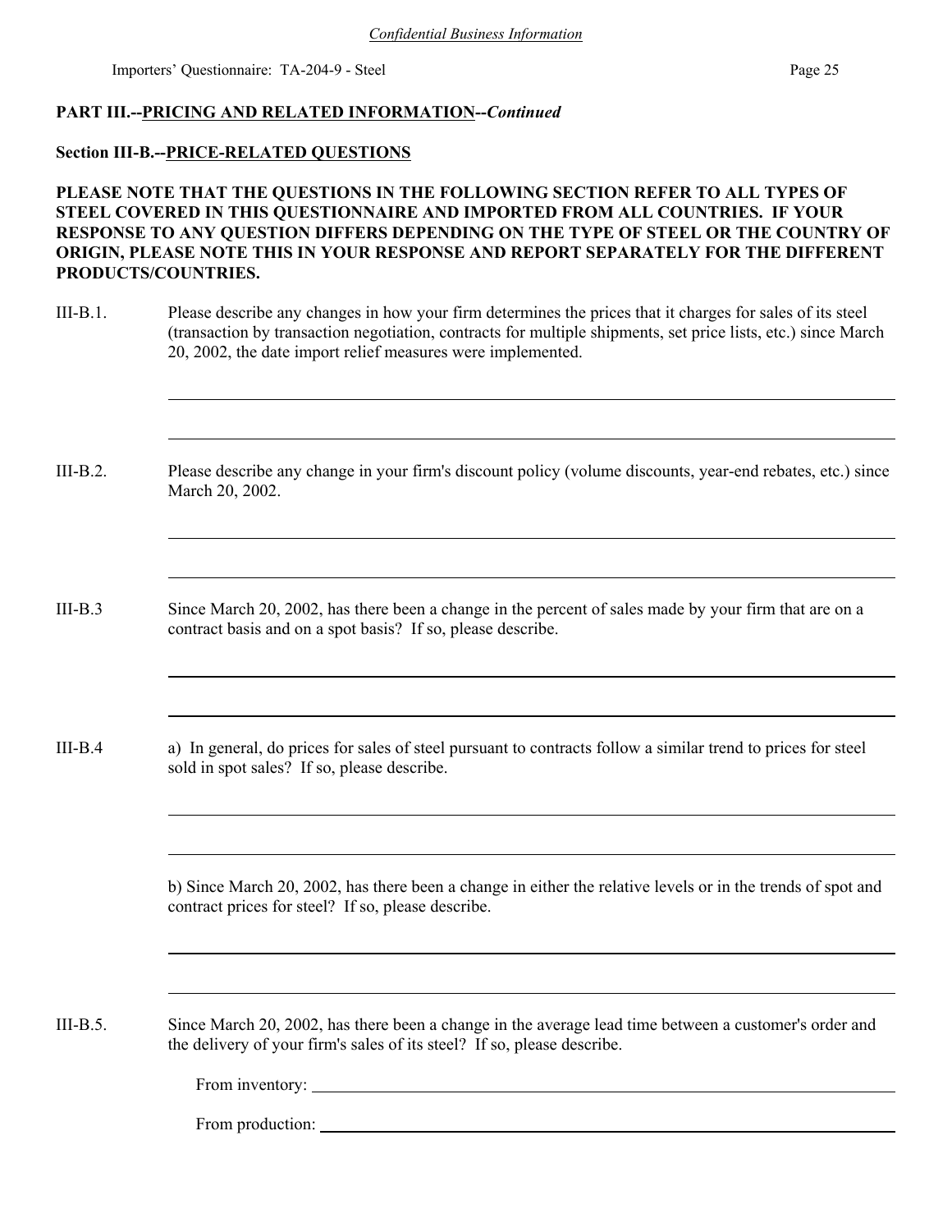**PART III.--PRICING AND RELATED INFORMATION--*Continued***

**Section III-B.--PRICE-RELATED QUESTIONS**

**PLEASE NOTE THAT THE QUESTIONS IN THE FOLLOWING SECTION REFER TO ALL TYPES OF STEEL COVERED IN THIS QUESTIONNAIRE AND IMPORTED FROM ALL COUNTRIES. IF YOUR RESPONSE TO ANY QUESTION DIFFERS DEPENDING ON THE TYPE OF STEEL OR THE COUNTRY OF ORIGIN, PLEASE NOTE THIS IN YOUR RESPONSE AND REPORT SEPARATELY FOR THE DIFFERENT PRODUCTS/COUNTRIES.**

III-B.1. Please describe any changes in how your firm determines the prices that it charges for sales of its steel (transaction by transaction negotiation, contracts for multiple shipments, set price lists, etc.) since March 20, 2002, the date import relief measures were implemented.

______________________________________________________________________

______________________________________________________________________

III-B.2. Please describe any change in your firm's discount policy (volume discounts, year-end rebates, etc.) since March 20, 2002.

______________________________________________________________________

______________________________________________________________________

III-B.3 Since March 20, 2002, has there been a change in the percent of sales made by your firm that are on a contract basis and on a spot basis? If so, please describe.

______________________________________________________________________

______________________________________________________________________

III-B.4 a) In general, do prices for sales of steel pursuant to contracts follow a similar trend to prices for steel sold in spot sales? If so, please describe.

______________________________________________________________________

______________________________________________________________________

b) Since March 20, 2002, has there been a change in either the relative levels or in the trends of spot and contract prices for steel? If so, please describe.

______________________________________________________________________

______________________________________________________________________

III-B.5. Since March 20, 2002, has there been a change in the average lead time between a customer's order and the delivery of your firm's sales of its steel? If so, please describe.

From inventory: ______________________________________________________________

From production: _____________________________________________________________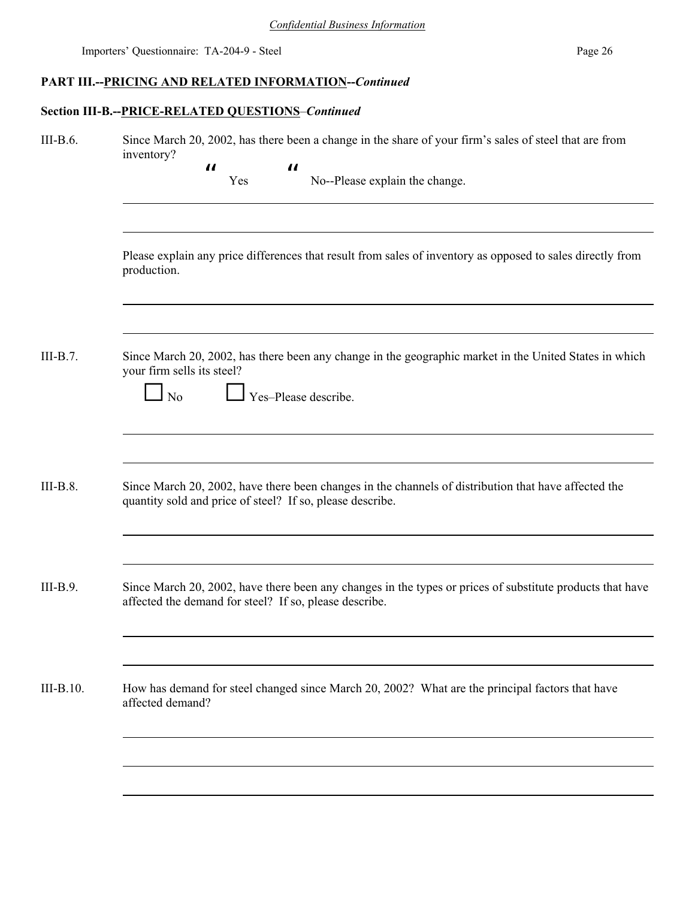*Confidential Business Information*

**PART III.--PRICING AND RELATED INFORMATION--*Continued***

**Section III-B.--PRICE-RELATED QUESTIONS–*Continued***

III-B.6. Since March 20, 2002, has there been a change in the share of your firm's sales of steel that are from inventory?

" Yes " No--Please explain the change.

_______________________________________________

_______________________________________________

Please explain any price differences that result from sales of inventory as opposed to sales directly from production.

_______________________________________________

_______________________________________________

III-B.7. Since March 20, 2002, has there been any change in the geographic market in the United States in which your firm sells its steel?

☐ No ☐ Yes–Please describe.

_______________________________________________

_______________________________________________

III-B.8. Since March 20, 2002, have there been changes in the channels of distribution that have affected the quantity sold and price of steel? If so, please describe.

_______________________________________________

_______________________________________________

III-B.9. Since March 20, 2002, have there been any changes in the types or prices of substitute products that have affected the demand for steel? If so, please describe.

_______________________________________________

_______________________________________________

III-B.10. How has demand for steel changed since March 20, 2002? What are the principal factors that have affected demand?

_______________________________________________

_______________________________________________

_______________________________________________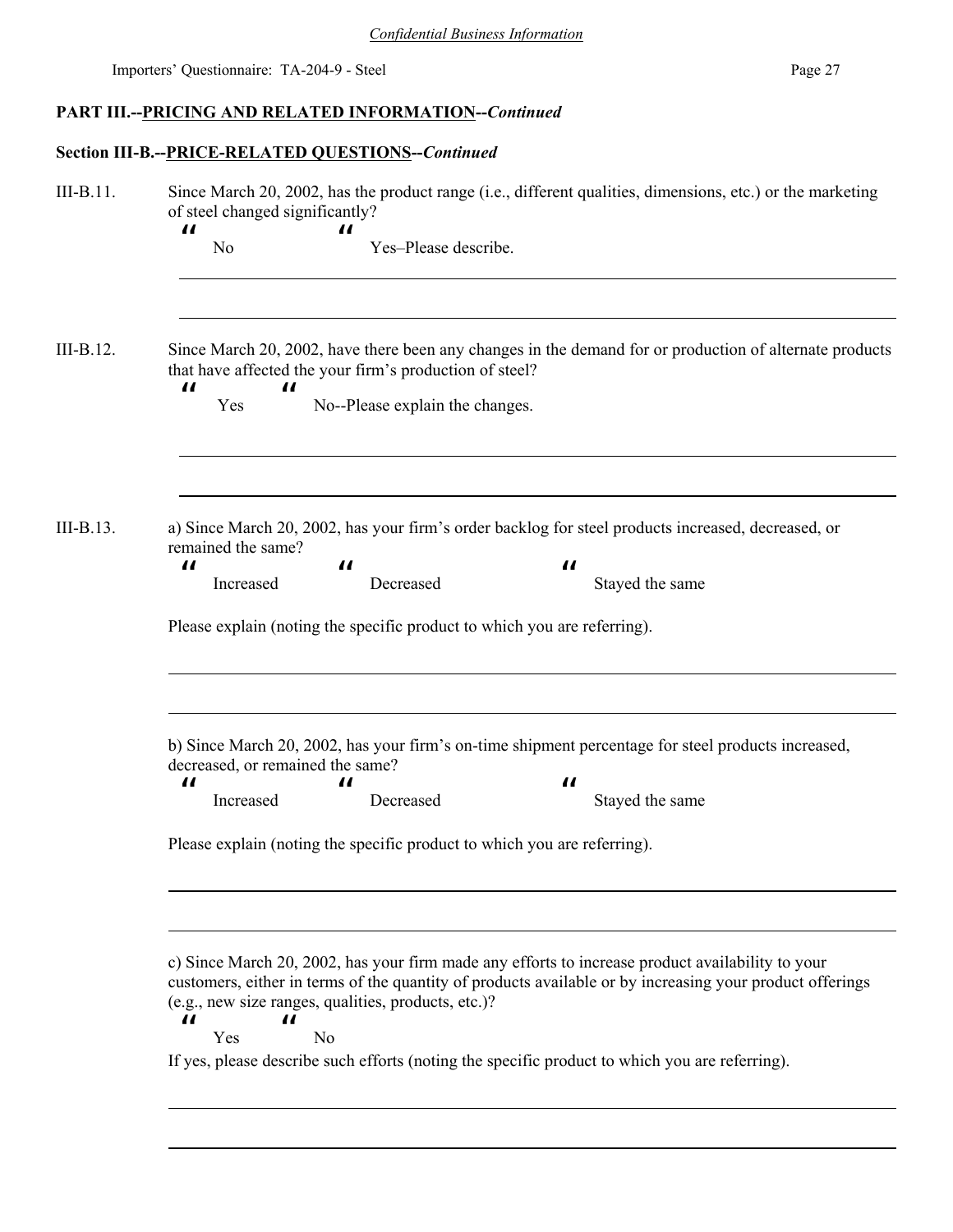*Confidential Business Information*

**PART III.--PRICING AND RELATED INFORMATION--*Continued***

**Section III-B.--PRICE-RELATED QUESTIONS--*Continued***

III-B.11. Since March 20, 2002, has the product range (i.e., different qualities, dimensions, etc.) or the marketing of steel changed significantly?

" No " Yes–Please describe.

---

---

III-B.12. Since March 20, 2002, have there been any changes in the demand for or production of alternate products that have affected the your firm's production of steel?

" Yes " No--Please explain the changes.

---

---

III-B.13. a) Since March 20, 2002, has your firm's order backlog for steel products increased, decreased, or remained the same?

" Increased " Decreased " Stayed the same

Please explain (noting the specific product to which you are referring).

---

---

b) Since March 20, 2002, has your firm's on-time shipment percentage for steel products increased, decreased, or remained the same?

" Increased " Decreased " Stayed the same

Please explain (noting the specific product to which you are referring).

---

---

c) Since March 20, 2002, has your firm made any efforts to increase product availability to your customers, either in terms of the quantity of products available or by increasing your product offerings (e.g., new size ranges, qualities, products, etc.)?

" Yes " No

If yes, please describe such efforts (noting the specific product to which you are referring).

---

---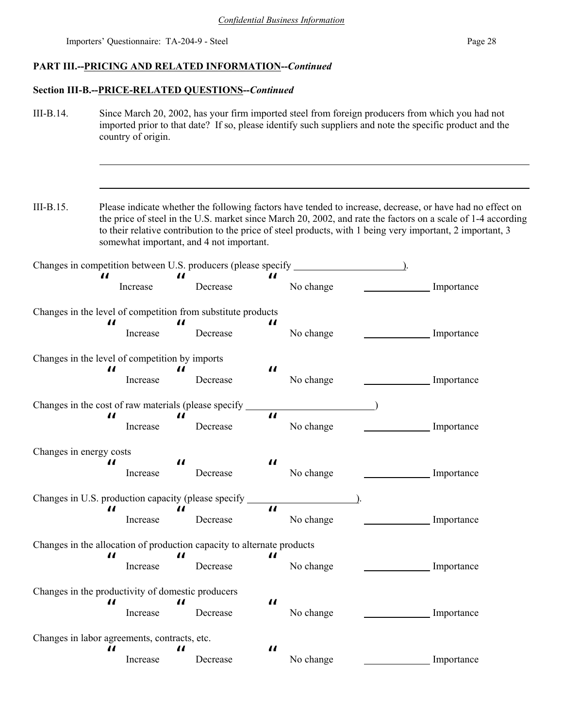*Confidential Business Information*

**PART III.--PRICING AND RELATED INFORMATION--*Continued***

**Section III-B.--PRICE-RELATED QUESTIONS--*Continued***

III-B.14. Since March 20, 2002, has your firm imported steel from foreign producers from which you had not imported prior to that date? If so, please identify such suppliers and note the specific product and the country of origin.

______________________________________________________________________________

______________________________________________________________________________

III-B.15. Please indicate whether the following factors have tended to increase, decrease, or have had no effect on the price of steel in the U.S. market since March 20, 2002, and rate the factors on a scale of 1-4 according to their relative contribution to the price of steel products, with 1 being very important, 2 important, 3 somewhat important, and 4 not important.

Changes in competition between U.S. producers (please specify ____________________).

" Increase " Decrease " No change ____________ Importance

Changes in the level of competition from substitute products

" Increase " Decrease " No change ____________ Importance

Changes in the level of competition by imports

" Increase " Decrease " No change ____________ Importance

Changes in the cost of raw materials (please specify ______________________)

" Increase " Decrease " No change ____________ Importance

Changes in energy costs

" Increase " Decrease " No change ____________ Importance

Changes in U.S. production capacity (please specify ____________________).

" Increase " Decrease " No change ____________ Importance

Changes in the allocation of production capacity to alternate products

" Increase " Decrease " No change ____________ Importance

Changes in the productivity of domestic producers

" Increase " Decrease " No change ____________ Importance

Changes in labor agreements, contracts, etc.

" Increase " Decrease " No change ____________ Importance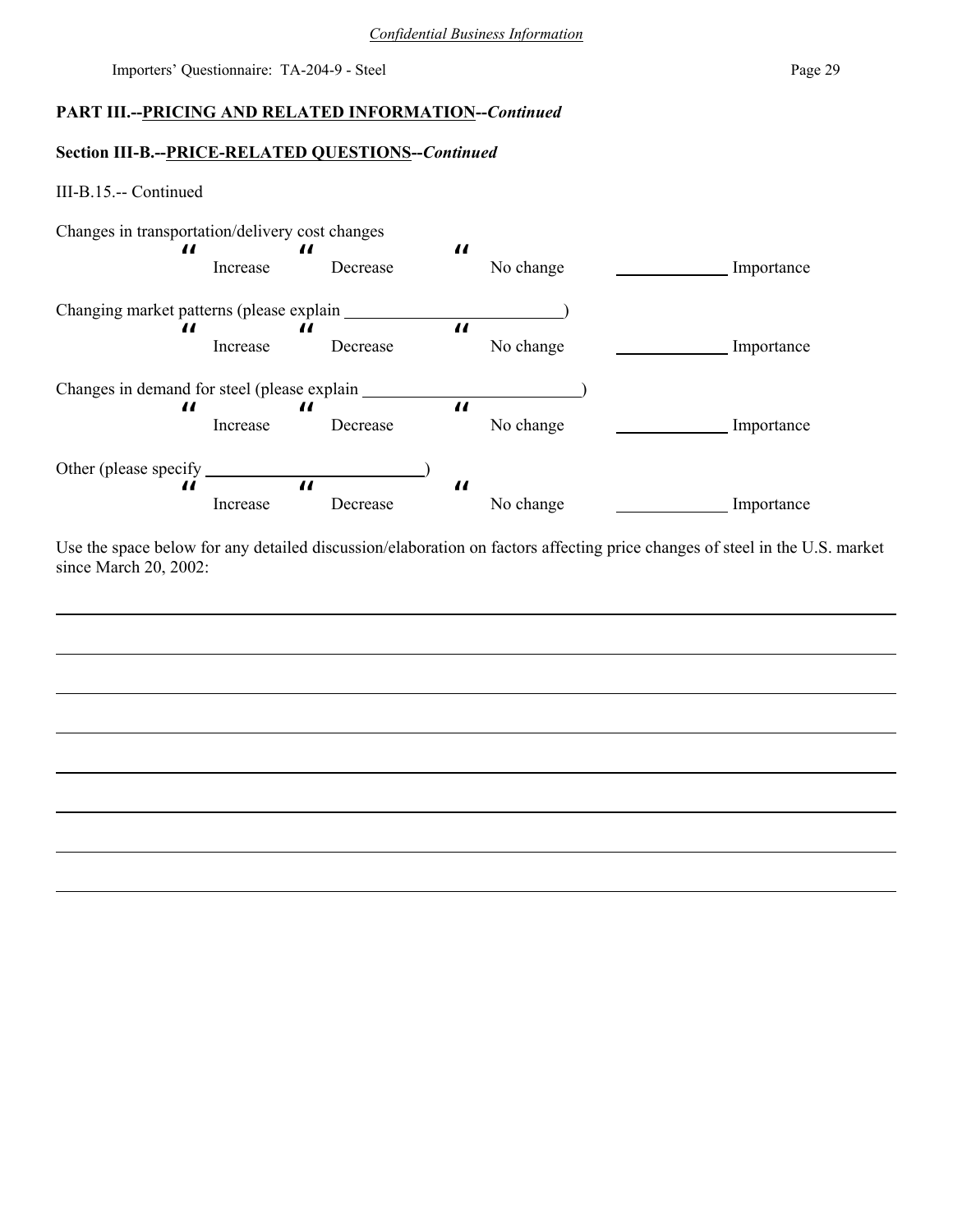**PART III.--PRICING AND RELATED INFORMATION--*Continued***

**Section III-B.--PRICE-RELATED QUESTIONS--*Continued***

III-B.15.-- Continued

Changes in transportation/delivery cost changes

" Increase " Decrease " No change ____________ Importance

Changing market patterns (please explain ________________________)

" Increase " Decrease " No change ____________ Importance

Changes in demand for steel (please explain ________________________)

" Increase " Decrease " No change ____________ Importance

Other (please specify ________________________)

" Increase " Decrease " No change ____________ Importance

Use the space below for any detailed discussion/elaboration on factors affecting price changes of steel in the U.S. market since March 20, 2002:

________________________________________________________________________________________________

________________________________________________________________________________________________

________________________________________________________________________________________________

________________________________________________________________________________________________

________________________________________________________________________________________________

________________________________________________________________________________________________

________________________________________________________________________________________________

________________________________________________________________________________________________